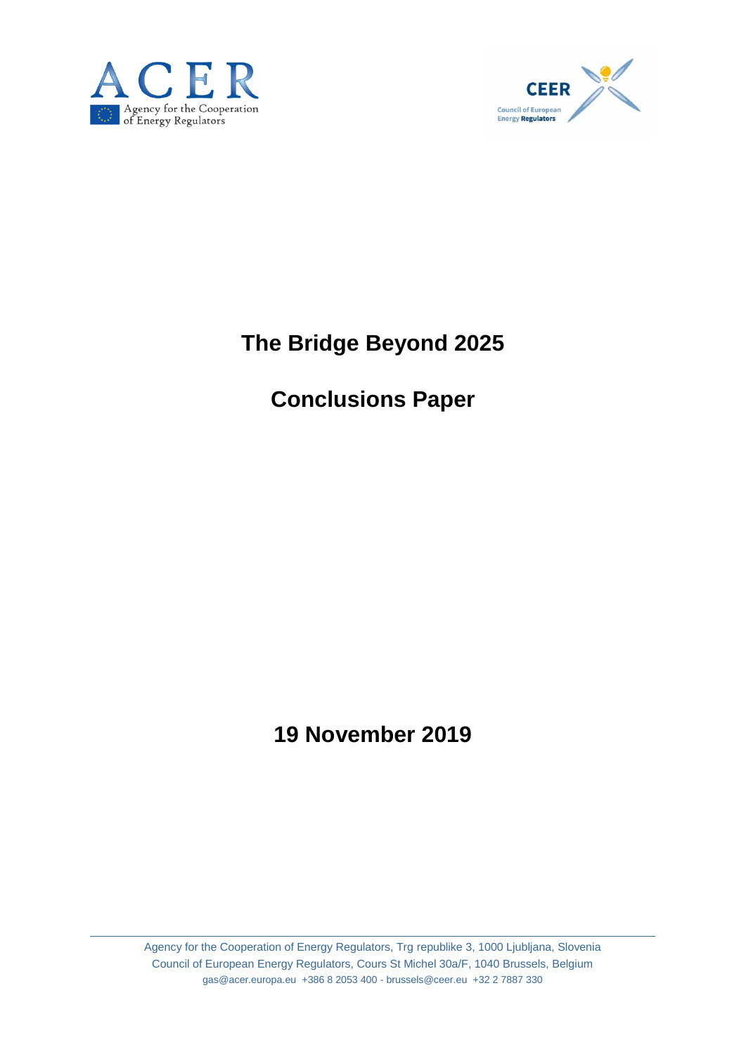# The Bridge Beyond 2025

# Conclusions Paper

**19 November 2019**

Agency for the Cooperation of Energy Regulators, Trg republike 3, 1000 Ljubljana, Slovenia
Council of European Energy Regulators, Cours St Michel 30a/F, 1040 Brussels, Belgium
gas@acer.europa.eu +386 8 2053 400 - brussels@ceer.eu +32 2 7887 330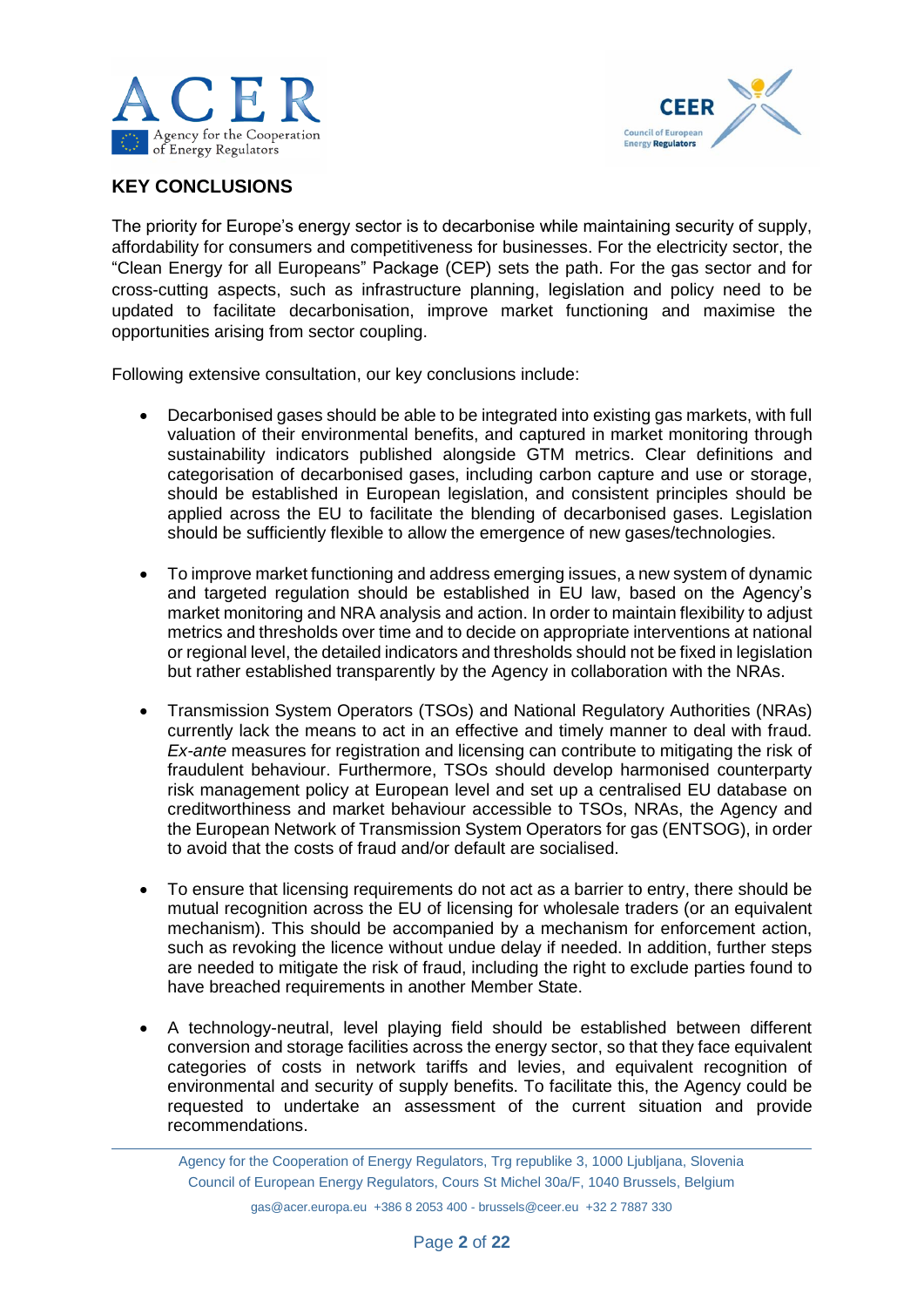## KEY CONCLUSIONS

The priority for Europe's energy sector is to decarbonise while maintaining security of supply, affordability for consumers and competitiveness for businesses. For the electricity sector, the "Clean Energy for all Europeans" Package (CEP) sets the path. For the gas sector and for cross-cutting aspects, such as infrastructure planning, legislation and policy need to be updated to facilitate decarbonisation, improve market functioning and maximise the opportunities arising from sector coupling.

Following extensive consultation, our key conclusions include:

- Decarbonised gases should be able to be integrated into existing gas markets, with full valuation of their environmental benefits, and captured in market monitoring through sustainability indicators published alongside GTM metrics. Clear definitions and categorisation of decarbonised gases, including carbon capture and use or storage, should be established in European legislation, and consistent principles should be applied across the EU to facilitate the blending of decarbonised gases. Legislation should be sufficiently flexible to allow the emergence of new gases/technologies.

- To improve market functioning and address emerging issues, a new system of dynamic and targeted regulation should be established in EU law, based on the Agency's market monitoring and NRA analysis and action. In order to maintain flexibility to adjust metrics and thresholds over time and to decide on appropriate interventions at national or regional level, the detailed indicators and thresholds should not be fixed in legislation but rather established transparently by the Agency in collaboration with the NRAs.

- Transmission System Operators (TSOs) and National Regulatory Authorities (NRAs) currently lack the means to act in an effective and timely manner to deal with fraud. *Ex-ante* measures for registration and licensing can contribute to mitigating the risk of fraudulent behaviour. Furthermore, TSOs should develop harmonised counterparty risk management policy at European level and set up a centralised EU database on creditworthiness and market behaviour accessible to TSOs, NRAs, the Agency and the European Network of Transmission System Operators for gas (ENTSOG), in order to avoid that the costs of fraud and/or default are socialised.

- To ensure that licensing requirements do not act as a barrier to entry, there should be mutual recognition across the EU of licensing for wholesale traders (or an equivalent mechanism). This should be accompanied by a mechanism for enforcement action, such as revoking the licence without undue delay if needed. In addition, further steps are needed to mitigate the risk of fraud, including the right to exclude parties found to have breached requirements in another Member State.

- A technology-neutral, level playing field should be established between different conversion and storage facilities across the energy sector, so that they face equivalent categories of costs in network tariffs and levies, and equivalent recognition of environmental and security of supply benefits. To facilitate this, the Agency could be requested to undertake an assessment of the current situation and provide recommendations.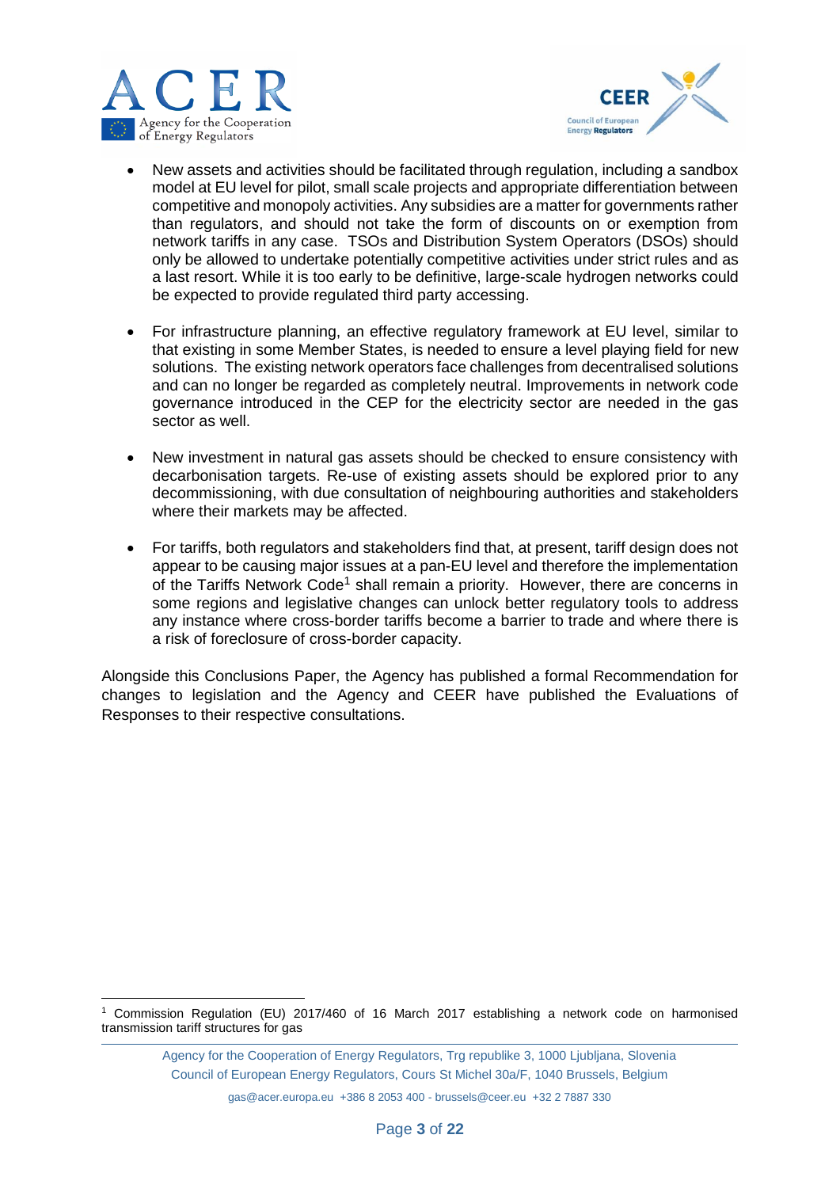- New assets and activities should be facilitated through regulation, including a sandbox model at EU level for pilot, small scale projects and appropriate differentiation between competitive and monopoly activities. Any subsidies are a matter for governments rather than regulators, and should not take the form of discounts on or exemption from network tariffs in any case. TSOs and Distribution System Operators (DSOs) should only be allowed to undertake potentially competitive activities under strict rules and as a last resort. While it is too early to be definitive, large-scale hydrogen networks could be expected to provide regulated third party accessing.

- For infrastructure planning, an effective regulatory framework at EU level, similar to that existing in some Member States, is needed to ensure a level playing field for new solutions. The existing network operators face challenges from decentralised solutions and can no longer be regarded as completely neutral. Improvements in network code governance introduced in the CEP for the electricity sector are needed in the gas sector as well.

- New investment in natural gas assets should be checked to ensure consistency with decarbonisation targets. Re-use of existing assets should be explored prior to any decommissioning, with due consultation of neighbouring authorities and stakeholders where their markets may be affected.

- For tariffs, both regulators and stakeholders find that, at present, tariff design does not appear to be causing major issues at a pan-EU level and therefore the implementation of the Tariffs Network Code[1] shall remain a priority. However, there are concerns in some regions and legislative changes can unlock better regulatory tools to address any instance where cross-border tariffs become a barrier to trade and where there is a risk of foreclosure of cross-border capacity.

Alongside this Conclusions Paper, the Agency has published a formal Recommendation for changes to legislation and the Agency and CEER have published the Evaluations of Responses to their respective consultations.

[1] Commission Regulation (EU) 2017/460 of 16 March 2017 establishing a network code on harmonised transmission tariff structures for gas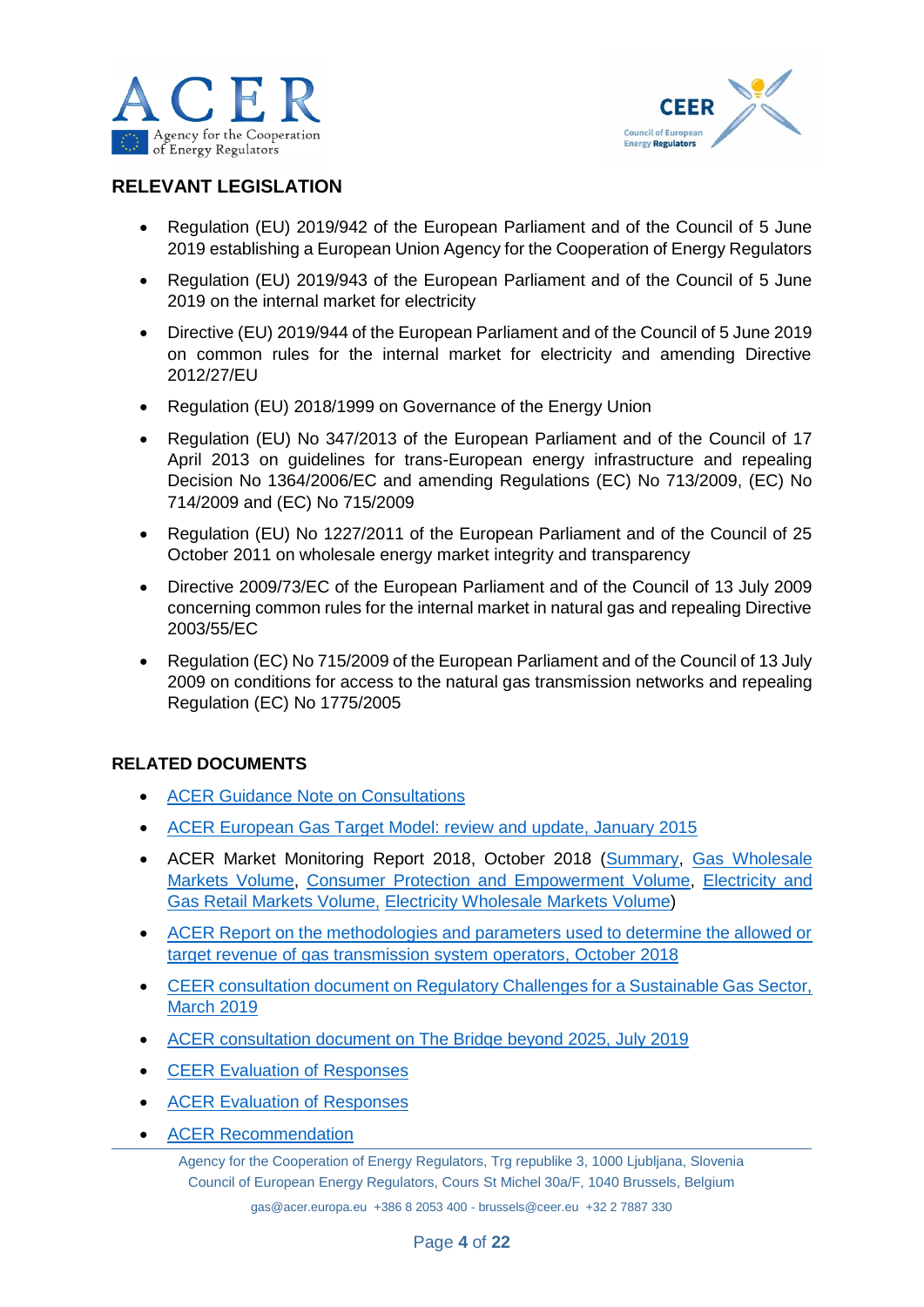## RELEVANT LEGISLATION

- Regulation (EU) 2019/942 of the European Parliament and of the Council of 5 June 2019 establishing a European Union Agency for the Cooperation of Energy Regulators
- Regulation (EU) 2019/943 of the European Parliament and of the Council of 5 June 2019 on the internal market for electricity
- Directive (EU) 2019/944 of the European Parliament and of the Council of 5 June 2019 on common rules for the internal market for electricity and amending Directive 2012/27/EU
- Regulation (EU) 2018/1999 on Governance of the Energy Union
- Regulation (EU) No 347/2013 of the European Parliament and of the Council of 17 April 2013 on guidelines for trans-European energy infrastructure and repealing Decision No 1364/2006/EC and amending Regulations (EC) No 713/2009, (EC) No 714/2009 and (EC) No 715/2009
- Regulation (EU) No 1227/2011 of the European Parliament and of the Council of 25 October 2011 on wholesale energy market integrity and transparency
- Directive 2009/73/EC of the European Parliament and of the Council of 13 July 2009 concerning common rules for the internal market in natural gas and repealing Directive 2003/55/EC
- Regulation (EC) No 715/2009 of the European Parliament and of the Council of 13 July 2009 on conditions for access to the natural gas transmission networks and repealing Regulation (EC) No 1775/2005

## RELATED DOCUMENTS

- ACER Guidance Note on Consultations
- ACER European Gas Target Model: review and update, January 2015
- ACER Market Monitoring Report 2018, October 2018 (Summary, Gas Wholesale Markets Volume, Consumer Protection and Empowerment Volume, Electricity and Gas Retail Markets Volume, Electricity Wholesale Markets Volume)
- ACER Report on the methodologies and parameters used to determine the allowed or target revenue of gas transmission system operators, October 2018
- CEER consultation document on Regulatory Challenges for a Sustainable Gas Sector, March 2019
- ACER consultation document on The Bridge beyond 2025, July 2019
- CEER Evaluation of Responses
- ACER Evaluation of Responses
- ACER Recommendation

Agency for the Cooperation of Energy Regulators, Trg republike 3, 1000 Ljubljana, Slovenia
Council of European Energy Regulators, Cours St Michel 30a/F, 1040 Brussels, Belgium
gas@acer.europa.eu +386 8 2053 400 - brussels@ceer.eu +32 2 7887 330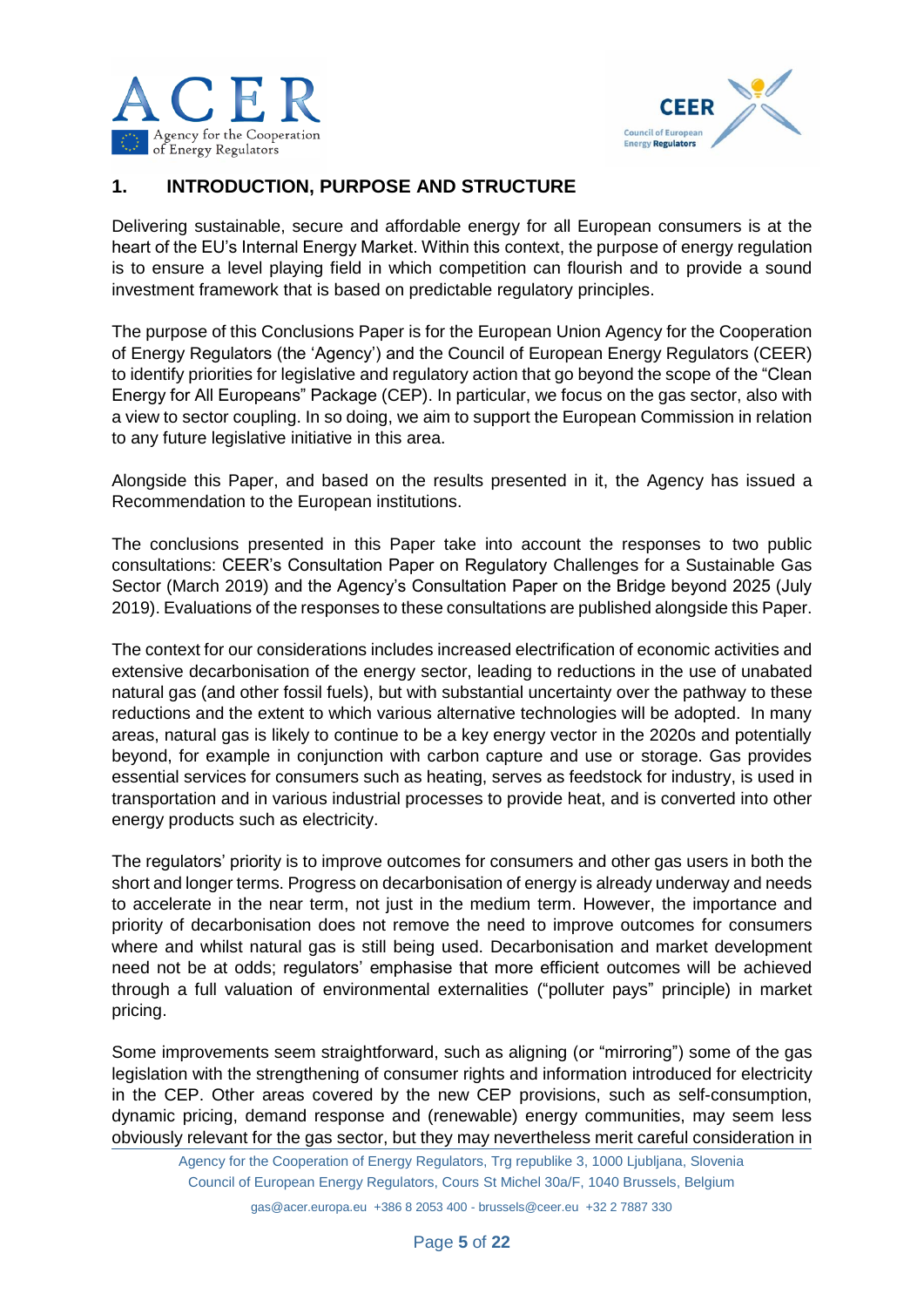## 1. INTRODUCTION, PURPOSE AND STRUCTURE

Delivering sustainable, secure and affordable energy for all European consumers is at the heart of the EU's Internal Energy Market. Within this context, the purpose of energy regulation is to ensure a level playing field in which competition can flourish and to provide a sound investment framework that is based on predictable regulatory principles.

The purpose of this Conclusions Paper is for the European Union Agency for the Cooperation of Energy Regulators (the 'Agency') and the Council of European Energy Regulators (CEER) to identify priorities for legislative and regulatory action that go beyond the scope of the "Clean Energy for All Europeans" Package (CEP). In particular, we focus on the gas sector, also with a view to sector coupling. In so doing, we aim to support the European Commission in relation to any future legislative initiative in this area.

Alongside this Paper, and based on the results presented in it, the Agency has issued a Recommendation to the European institutions.

The conclusions presented in this Paper take into account the responses to two public consultations: CEER's Consultation Paper on Regulatory Challenges for a Sustainable Gas Sector (March 2019) and the Agency's Consultation Paper on the Bridge beyond 2025 (July 2019). Evaluations of the responses to these consultations are published alongside this Paper.

The context for our considerations includes increased electrification of economic activities and extensive decarbonisation of the energy sector, leading to reductions in the use of unabated natural gas (and other fossil fuels), but with substantial uncertainty over the pathway to these reductions and the extent to which various alternative technologies will be adopted. In many areas, natural gas is likely to continue to be a key energy vector in the 2020s and potentially beyond, for example in conjunction with carbon capture and use or storage. Gas provides essential services for consumers such as heating, serves as feedstock for industry, is used in transportation and in various industrial processes to provide heat, and is converted into other energy products such as electricity.

The regulators' priority is to improve outcomes for consumers and other gas users in both the short and longer terms. Progress on decarbonisation of energy is already underway and needs to accelerate in the near term, not just in the medium term. However, the importance and priority of decarbonisation does not remove the need to improve outcomes for consumers where and whilst natural gas is still being used. Decarbonisation and market development need not be at odds; regulators' emphasise that more efficient outcomes will be achieved through a full valuation of environmental externalities ("polluter pays" principle) in market pricing.

Some improvements seem straightforward, such as aligning (or "mirroring") some of the gas legislation with the strengthening of consumer rights and information introduced for electricity in the CEP. Other areas covered by the new CEP provisions, such as self-consumption, dynamic pricing, demand response and (renewable) energy communities, may seem less obviously relevant for the gas sector, but they may nevertheless merit careful consideration in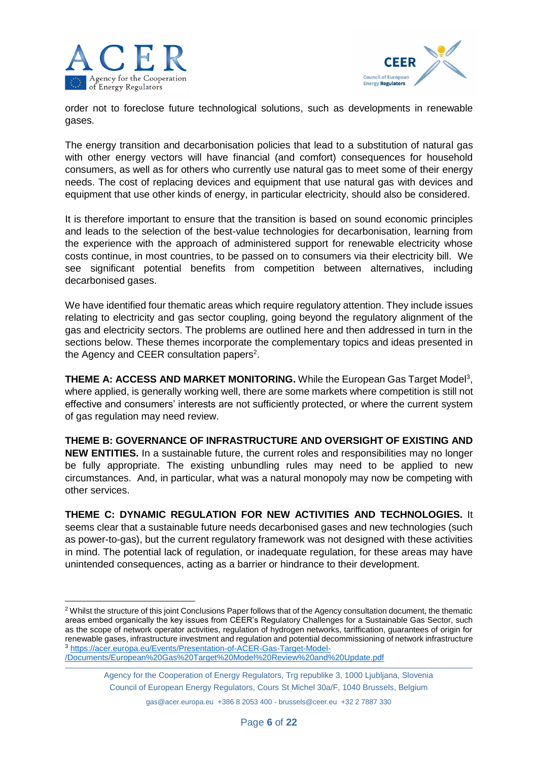order not to foreclose future technological solutions, such as developments in renewable gases.

The energy transition and decarbonisation policies that lead to a substitution of natural gas with other energy vectors will have financial (and comfort) consequences for household consumers, as well as for others who currently use natural gas to meet some of their energy needs. The cost of replacing devices and equipment that use natural gas with devices and equipment that use other kinds of energy, in particular electricity, should also be considered.

It is therefore important to ensure that the transition is based on sound economic principles and leads to the selection of the best-value technologies for decarbonisation, learning from the experience with the approach of administered support for renewable electricity whose costs continue, in most countries, to be passed on to consumers via their electricity bill. We see significant potential benefits from competition between alternatives, including decarbonised gases.

We have identified four thematic areas which require regulatory attention. They include issues relating to electricity and gas sector coupling, going beyond the regulatory alignment of the gas and electricity sectors. The problems are outlined here and then addressed in turn in the sections below. These themes incorporate the complementary topics and ideas presented in the Agency and CEER consultation papers[2].

**THEME A: ACCESS AND MARKET MONITORING.** While the European Gas Target Model[3], where applied, is generally working well, there are some markets where competition is still not effective and consumers' interests are not sufficiently protected, or where the current system of gas regulation may need review.

**THEME B: GOVERNANCE OF INFRASTRUCTURE AND OVERSIGHT OF EXISTING AND NEW ENTITIES.** In a sustainable future, the current roles and responsibilities may no longer be fully appropriate. The existing unbundling rules may need to be applied to new circumstances. And, in particular, what was a natural monopoly may now be competing with other services.

**THEME C: DYNAMIC REGULATION FOR NEW ACTIVITIES AND TECHNOLOGIES.** It seems clear that a sustainable future needs decarbonised gases and new technologies (such as power-to-gas), but the current regulatory framework was not designed with these activities in mind. The potential lack of regulation, or inadequate regulation, for these areas may have unintended consequences, acting as a barrier or hindrance to their development.

---

[2] Whilst the structure of this joint Conclusions Paper follows that of the Agency consultation document, the thematic areas embed organically the key issues from CEER's Regulatory Challenges for a Sustainable Gas Sector, such as the scope of network operator activities, regulation of hydrogen networks, tariffication, guarantees of origin for renewable gases, infrastructure investment and regulation and potential decommissioning of network infrastructure

[3] https://acer.europa.eu/Events/Presentation-of-ACER-Gas-Target-Model-/Documents/European%20Gas%20Target%20Model%20Review%20and%20Update.pdf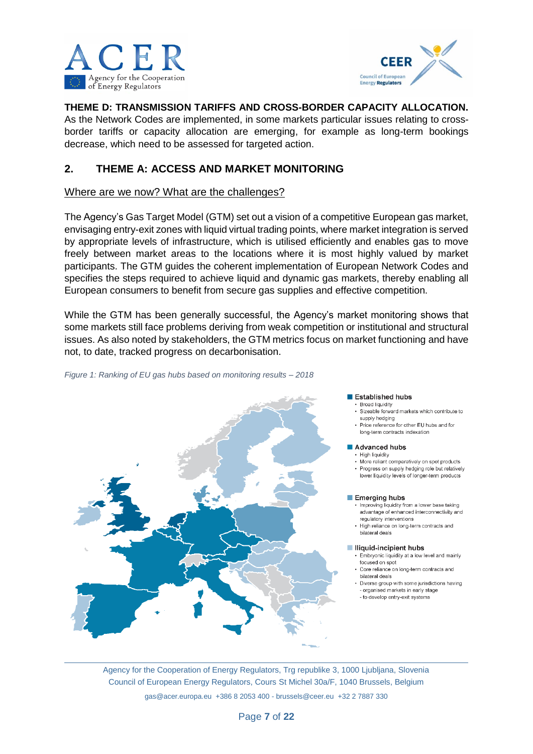**THEME D: TRANSMISSION TARIFFS AND CROSS-BORDER CAPACITY ALLOCATION.** As the Network Codes are implemented, in some markets particular issues relating to cross-border tariffs or capacity allocation are emerging, for example as long-term bookings decrease, which need to be assessed for targeted action.

## 2. THEME A: ACCESS AND MARKET MONITORING

Where are we now? What are the challenges?

The Agency's Gas Target Model (GTM) set out a vision of a competitive European gas market, envisaging entry-exit zones with liquid virtual trading points, where market integration is served by appropriate levels of infrastructure, which is utilised efficiently and enables gas to move freely between market areas to the locations where it is most highly valued by market participants. The GTM guides the coherent implementation of European Network Codes and specifies the steps required to achieve liquid and dynamic gas markets, thereby enabling all European consumers to benefit from secure gas supplies and effective competition.

While the GTM has been generally successful, the Agency's market monitoring shows that some markets still face problems deriving from weak competition or institutional and structural issues. As also noted by stakeholders, the GTM metrics focus on market functioning and have not, to date, tracked progress on decarbonisation.

*Figure 1: Ranking of EU gas hubs based on monitoring results – 2018*

**Established hubs**
- Broad liquidity
- Sizeable forward markets which contribute to supply hedging
- Price reference for other EU hubs and for long-term contracts indexation

**Advanced hubs**
- High liquidity
- More reliant comparatively on spot products
- Progress on supply hedging role but relatively lower liquidity levels of longer-term products

**Emerging hubs**
- Improving liquidity from a lower base taking advantage of enhanced interconnectivity and regulatory interventions
- High reliance on long-term contracts and bilateral deals

**Illiquid-incipient hubs**
- Embryonic liquidity at a low level and mainly focused on spot
- Core reliance on long-term contracts and bilateral deals
- Diverse group with some jurisdictions having
  - organised markets in early stage
  - to develop entry-exit systems

Agency for the Cooperation of Energy Regulators, Trg republike 3, 1000 Ljubljana, Slovenia
Council of European Energy Regulators, Cours St Michel 30a/F, 1040 Brussels, Belgium
gas@acer.europa.eu +386 8 2053 400 - brussels@ceer.eu +32 2 7887 330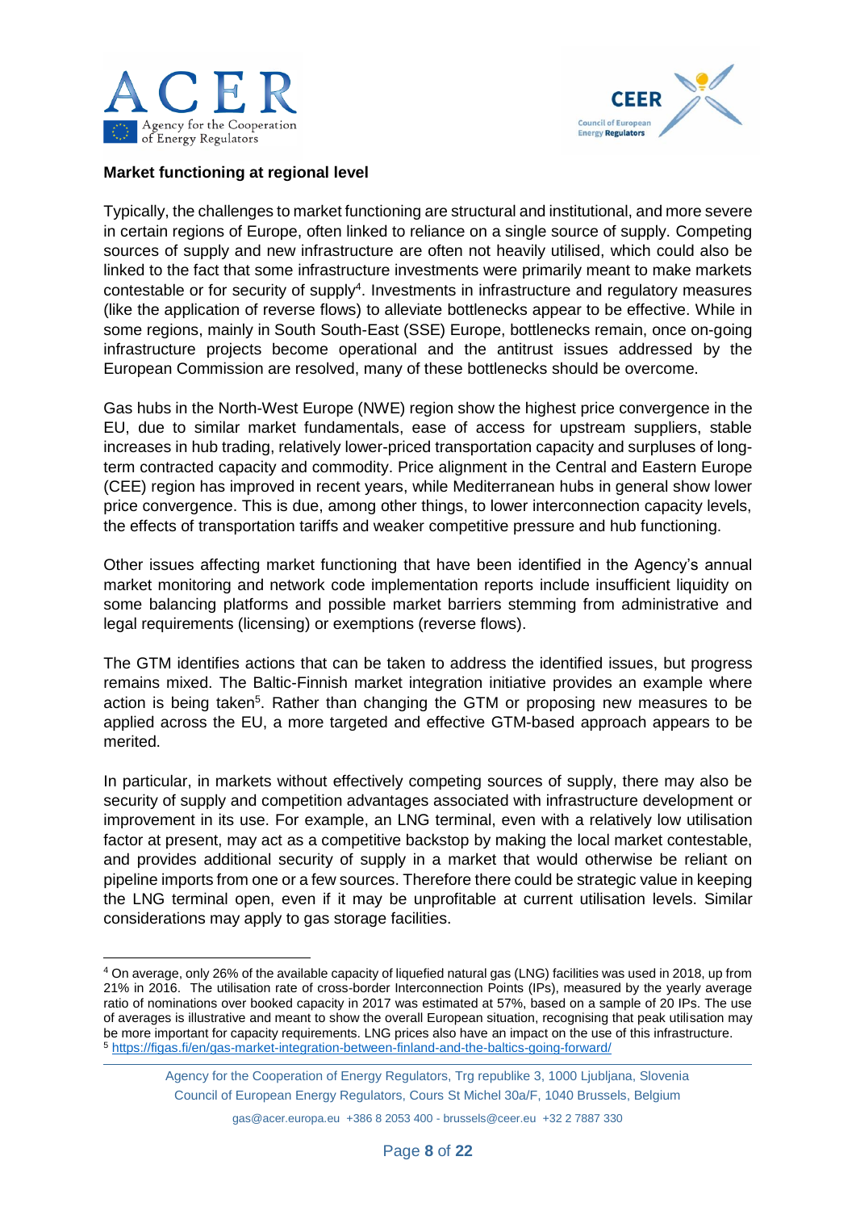**Market functioning at regional level**

Typically, the challenges to market functioning are structural and institutional, and more severe in certain regions of Europe, often linked to reliance on a single source of supply. Competing sources of supply and new infrastructure are often not heavily utilised, which could also be linked to the fact that some infrastructure investments were primarily meant to make markets contestable or for security of supply[4]. Investments in infrastructure and regulatory measures (like the application of reverse flows) to alleviate bottlenecks appear to be effective. While in some regions, mainly in South South-East (SSE) Europe, bottlenecks remain, once on-going infrastructure projects become operational and the antitrust issues addressed by the European Commission are resolved, many of these bottlenecks should be overcome.

Gas hubs in the North-West Europe (NWE) region show the highest price convergence in the EU, due to similar market fundamentals, ease of access for upstream suppliers, stable increases in hub trading, relatively lower-priced transportation capacity and surpluses of long-term contracted capacity and commodity. Price alignment in the Central and Eastern Europe (CEE) region has improved in recent years, while Mediterranean hubs in general show lower price convergence. This is due, among other things, to lower interconnection capacity levels, the effects of transportation tariffs and weaker competitive pressure and hub functioning.

Other issues affecting market functioning that have been identified in the Agency's annual market monitoring and network code implementation reports include insufficient liquidity on some balancing platforms and possible market barriers stemming from administrative and legal requirements (licensing) or exemptions (reverse flows).

The GTM identifies actions that can be taken to address the identified issues, but progress remains mixed. The Baltic-Finnish market integration initiative provides an example where action is being taken[5]. Rather than changing the GTM or proposing new measures to be applied across the EU, a more targeted and effective GTM-based approach appears to be merited.

In particular, in markets without effectively competing sources of supply, there may also be security of supply and competition advantages associated with infrastructure development or improvement in its use. For example, an LNG terminal, even with a relatively low utilisation factor at present, may act as a competitive backstop by making the local market contestable, and provides additional security of supply in a market that would otherwise be reliant on pipeline imports from one or a few sources. Therefore there could be strategic value in keeping the LNG terminal open, even if it may be unprofitable at current utilisation levels. Similar considerations may apply to gas storage facilities.

---

[4] On average, only 26% of the available capacity of liquefied natural gas (LNG) facilities was used in 2018, up from 21% in 2016. The utilisation rate of cross-border Interconnection Points (IPs), measured by the yearly average ratio of nominations over booked capacity in 2017 was estimated at 57%, based on a sample of 20 IPs. The use of averages is illustrative and meant to show the overall European situation, recognising that peak utilisation may be more important for capacity requirements. LNG prices also have an impact on the use of this infrastructure.

[5] https://figas.fi/en/gas-market-integration-between-finland-and-the-baltics-going-forward/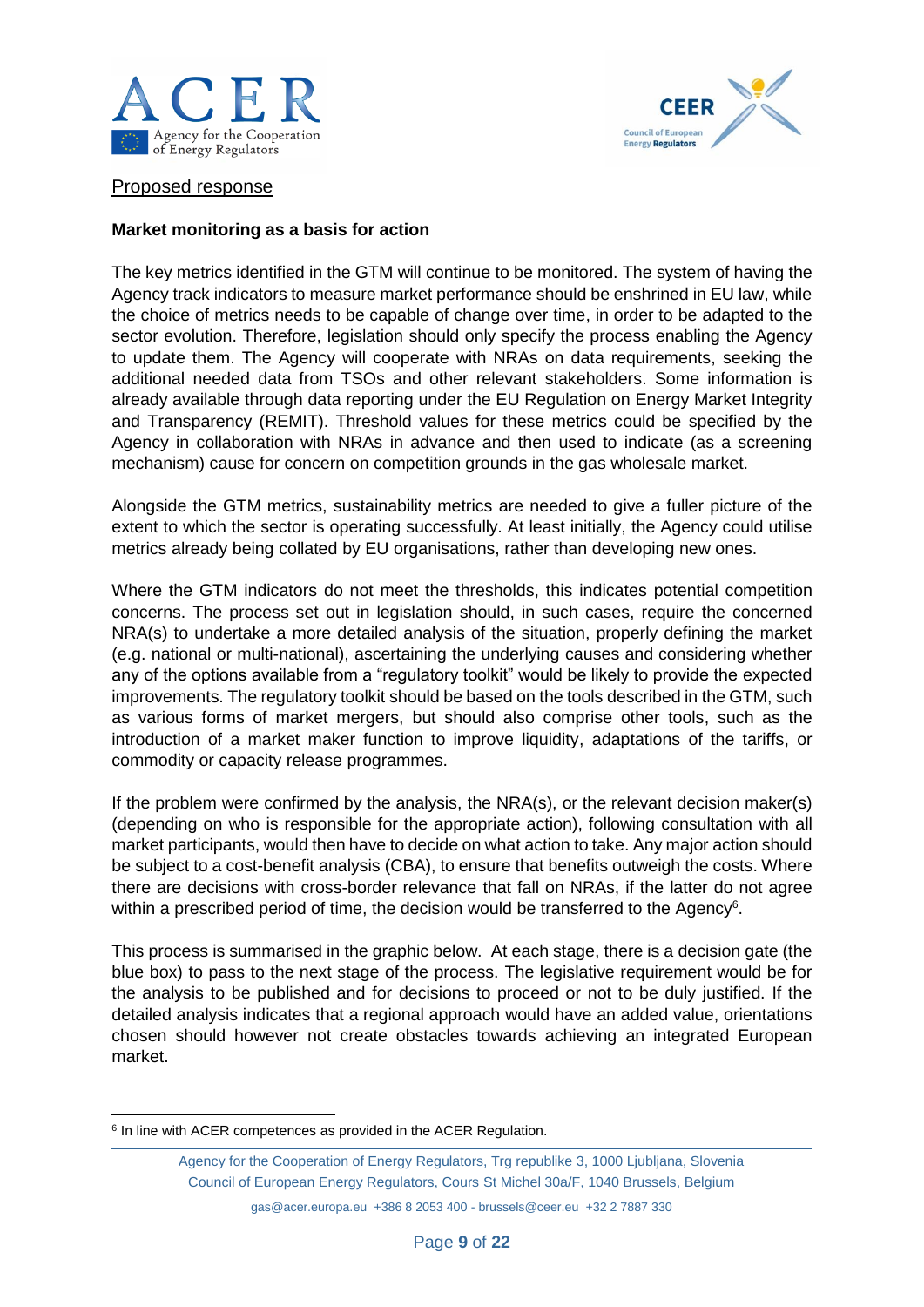Proposed response

**Market monitoring as a basis for action**

The key metrics identified in the GTM will continue to be monitored. The system of having the Agency track indicators to measure market performance should be enshrined in EU law, while the choice of metrics needs to be capable of change over time, in order to be adapted to the sector evolution. Therefore, legislation should only specify the process enabling the Agency to update them. The Agency will cooperate with NRAs on data requirements, seeking the additional needed data from TSOs and other relevant stakeholders. Some information is already available through data reporting under the EU Regulation on Energy Market Integrity and Transparency (REMIT). Threshold values for these metrics could be specified by the Agency in collaboration with NRAs in advance and then used to indicate (as a screening mechanism) cause for concern on competition grounds in the gas wholesale market.

Alongside the GTM metrics, sustainability metrics are needed to give a fuller picture of the extent to which the sector is operating successfully. At least initially, the Agency could utilise metrics already being collated by EU organisations, rather than developing new ones.

Where the GTM indicators do not meet the thresholds, this indicates potential competition concerns. The process set out in legislation should, in such cases, require the concerned NRA(s) to undertake a more detailed analysis of the situation, properly defining the market (e.g. national or multi-national), ascertaining the underlying causes and considering whether any of the options available from a "regulatory toolkit" would be likely to provide the expected improvements. The regulatory toolkit should be based on the tools described in the GTM, such as various forms of market mergers, but should also comprise other tools, such as the introduction of a market maker function to improve liquidity, adaptations of the tariffs, or commodity or capacity release programmes.

If the problem were confirmed by the analysis, the NRA(s), or the relevant decision maker(s) (depending on who is responsible for the appropriate action), following consultation with all market participants, would then have to decide on what action to take. Any major action should be subject to a cost-benefit analysis (CBA), to ensure that benefits outweigh the costs. Where there are decisions with cross-border relevance that fall on NRAs, if the latter do not agree within a prescribed period of time, the decision would be transferred to the Agency[6].

This process is summarised in the graphic below. At each stage, there is a decision gate (the blue box) to pass to the next stage of the process. The legislative requirement would be for the analysis to be published and for decisions to proceed or not to be duly justified. If the detailed analysis indicates that a regional approach would have an added value, orientations chosen should however not create obstacles towards achieving an integrated European market.

[6] In line with ACER competences as provided in the ACER Regulation.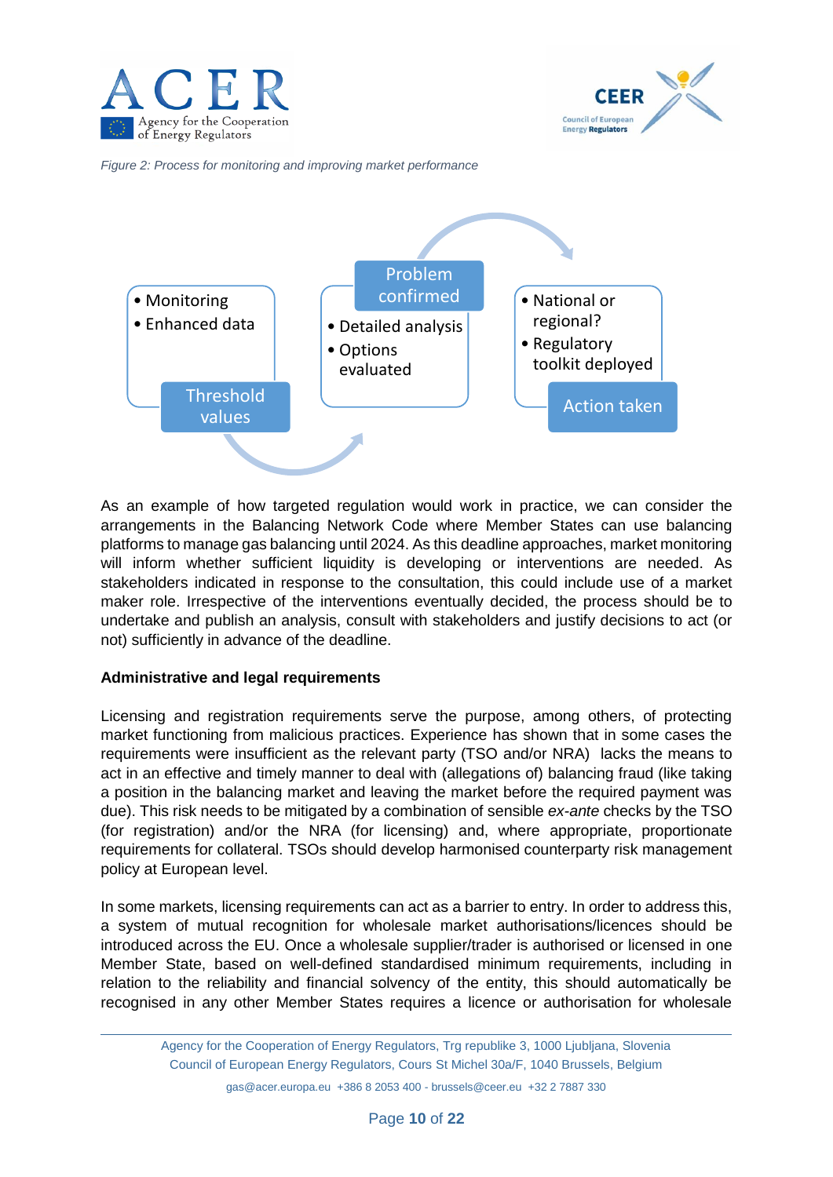*Figure 2: Process for monitoring and improving market performance*

- Monitoring
- Enhanced data

Threshold values

Problem confirmed

- Detailed analysis
- Options evaluated

- National or regional?
- Regulatory toolkit deployed

Action taken

As an example of how targeted regulation would work in practice, we can consider the arrangements in the Balancing Network Code where Member States can use balancing platforms to manage gas balancing until 2024. As this deadline approaches, market monitoring will inform whether sufficient liquidity is developing or interventions are needed. As stakeholders indicated in response to the consultation, this could include use of a market maker role. Irrespective of the interventions eventually decided, the process should be to undertake and publish an analysis, consult with stakeholders and justify decisions to act (or not) sufficiently in advance of the deadline.

**Administrative and legal requirements**

Licensing and registration requirements serve the purpose, among others, of protecting market functioning from malicious practices. Experience has shown that in some cases the requirements were insufficient as the relevant party (TSO and/or NRA) lacks the means to act in an effective and timely manner to deal with (allegations of) balancing fraud (like taking a position in the balancing market and leaving the market before the required payment was due). This risk needs to be mitigated by a combination of sensible *ex-ante* checks by the TSO (for registration) and/or the NRA (for licensing) and, where appropriate, proportionate requirements for collateral. TSOs should develop harmonised counterparty risk management policy at European level.

In some markets, licensing requirements can act as a barrier to entry. In order to address this, a system of mutual recognition for wholesale market authorisations/licences should be introduced across the EU. Once a wholesale supplier/trader is authorised or licensed in one Member State, based on well-defined standardised minimum requirements, including in relation to the reliability and financial solvency of the entity, this should automatically be recognised in any other Member States requires a licence or authorisation for wholesale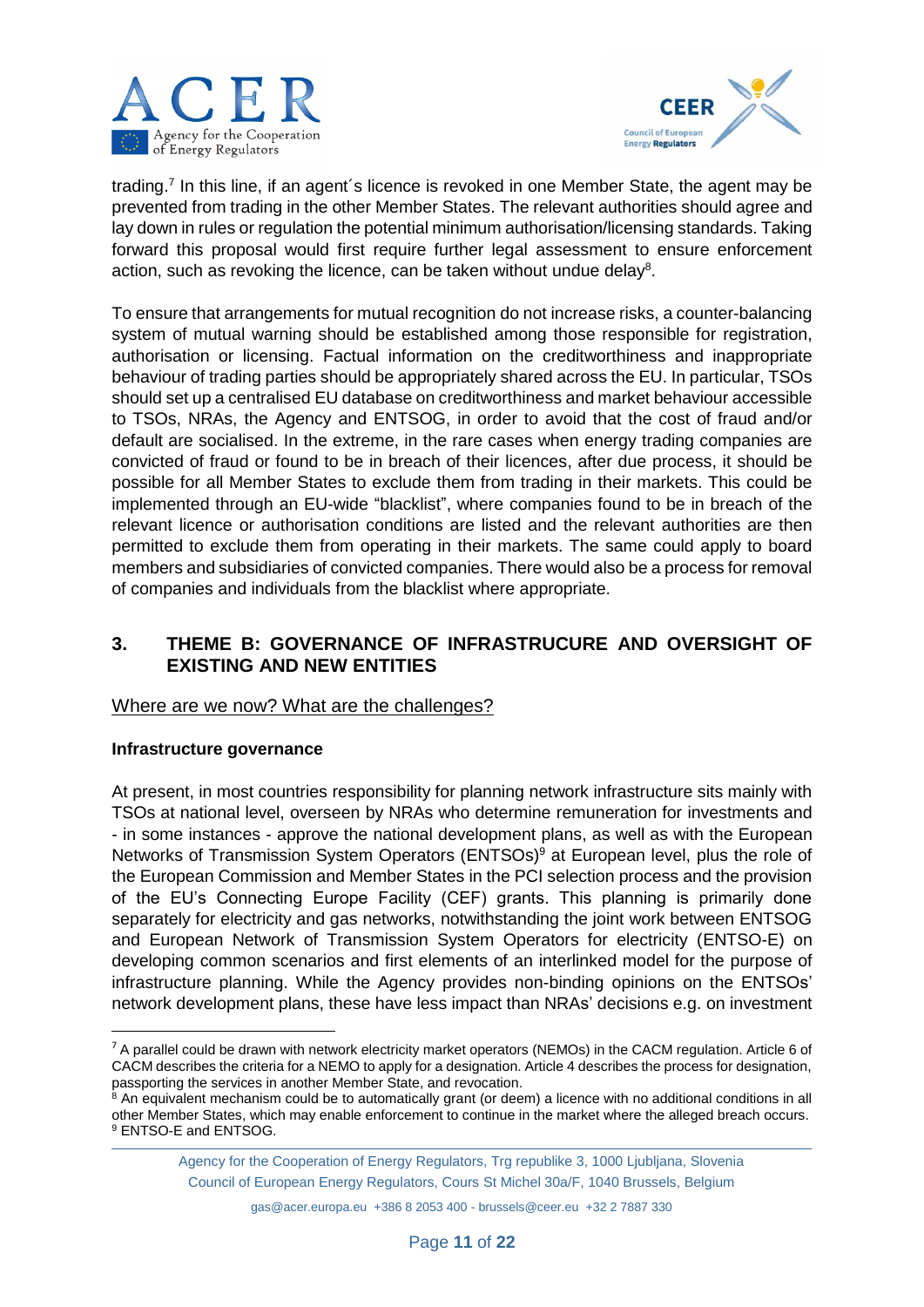trading.[7] In this line, if an agent´s licence is revoked in one Member State, the agent may be prevented from trading in the other Member States. The relevant authorities should agree and lay down in rules or regulation the potential minimum authorisation/licensing standards. Taking forward this proposal would first require further legal assessment to ensure enforcement action, such as revoking the licence, can be taken without undue delay[8].

To ensure that arrangements for mutual recognition do not increase risks, a counter-balancing system of mutual warning should be established among those responsible for registration, authorisation or licensing. Factual information on the creditworthiness and inappropriate behaviour of trading parties should be appropriately shared across the EU. In particular, TSOs should set up a centralised EU database on creditworthiness and market behaviour accessible to TSOs, NRAs, the Agency and ENTSOG, in order to avoid that the cost of fraud and/or default are socialised. In the extreme, in the rare cases when energy trading companies are convicted of fraud or found to be in breach of their licences, after due process, it should be possible for all Member States to exclude them from trading in their markets. This could be implemented through an EU-wide "blacklist", where companies found to be in breach of the relevant licence or authorisation conditions are listed and the relevant authorities are then permitted to exclude them from operating in their markets. The same could apply to board members and subsidiaries of convicted companies. There would also be a process for removal of companies and individuals from the blacklist where appropriate.

## 3. THEME B: GOVERNANCE OF INFRASTRUCURE AND OVERSIGHT OF EXISTING AND NEW ENTITIES

Where are we now? What are the challenges?

**Infrastructure governance**

At present, in most countries responsibility for planning network infrastructure sits mainly with TSOs at national level, overseen by NRAs who determine remuneration for investments and - in some instances - approve the national development plans, as well as with the European Networks of Transmission System Operators (ENTSOs)[9] at European level, plus the role of the European Commission and Member States in the PCI selection process and the provision of the EU's Connecting Europe Facility (CEF) grants. This planning is primarily done separately for electricity and gas networks, notwithstanding the joint work between ENTSOG and European Network of Transmission System Operators for electricity (ENTSO-E) on developing common scenarios and first elements of an interlinked model for the purpose of infrastructure planning. While the Agency provides non-binding opinions on the ENTSOs' network development plans, these have less impact than NRAs' decisions e.g. on investment

---

[7] A parallel could be drawn with network electricity market operators (NEMOs) in the CACM regulation. Article 6 of CACM describes the criteria for a NEMO to apply for a designation. Article 4 describes the process for designation, passporting the services in another Member State, and revocation.

[8] An equivalent mechanism could be to automatically grant (or deem) a licence with no additional conditions in all other Member States, which may enable enforcement to continue in the market where the alleged breach occurs.

[9] ENTSO-E and ENTSOG.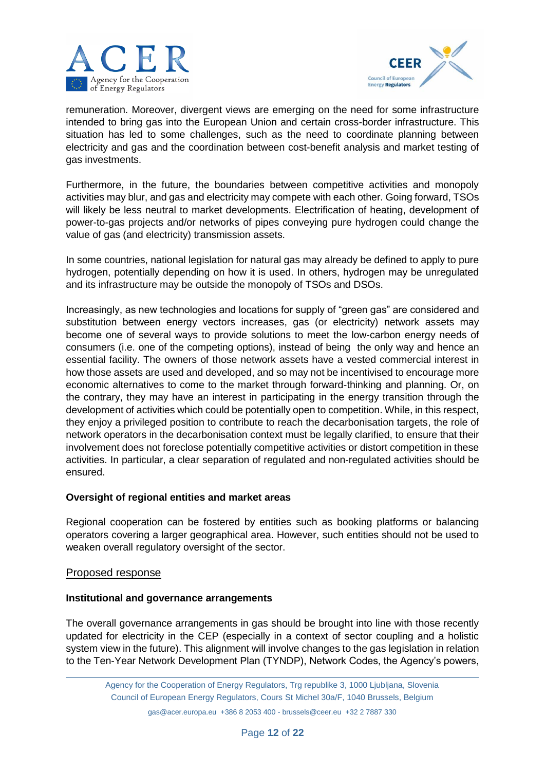remuneration. Moreover, divergent views are emerging on the need for some infrastructure intended to bring gas into the European Union and certain cross-border infrastructure. This situation has led to some challenges, such as the need to coordinate planning between electricity and gas and the coordination between cost-benefit analysis and market testing of gas investments.

Furthermore, in the future, the boundaries between competitive activities and monopoly activities may blur, and gas and electricity may compete with each other. Going forward, TSOs will likely be less neutral to market developments. Electrification of heating, development of power-to-gas projects and/or networks of pipes conveying pure hydrogen could change the value of gas (and electricity) transmission assets.

In some countries, national legislation for natural gas may already be defined to apply to pure hydrogen, potentially depending on how it is used. In others, hydrogen may be unregulated and its infrastructure may be outside the monopoly of TSOs and DSOs.

Increasingly, as new technologies and locations for supply of "green gas" are considered and substitution between energy vectors increases, gas (or electricity) network assets may become one of several ways to provide solutions to meet the low-carbon energy needs of consumers (i.e. one of the competing options), instead of being the only way and hence an essential facility. The owners of those network assets have a vested commercial interest in how those assets are used and developed, and so may not be incentivised to encourage more economic alternatives to come to the market through forward-thinking and planning. Or, on the contrary, they may have an interest in participating in the energy transition through the development of activities which could be potentially open to competition. While, in this respect, they enjoy a privileged position to contribute to reach the decarbonisation targets, the role of network operators in the decarbonisation context must be legally clarified, to ensure that their involvement does not foreclose potentially competitive activities or distort competition in these activities. In particular, a clear separation of regulated and non-regulated activities should be ensured.

**Oversight of regional entities and market areas**

Regional cooperation can be fostered by entities such as booking platforms or balancing operators covering a larger geographical area. However, such entities should not be used to weaken overall regulatory oversight of the sector.

<u>Proposed response</u>

**Institutional and governance arrangements**

The overall governance arrangements in gas should be brought into line with those recently updated for electricity in the CEP (especially in a context of sector coupling and a holistic system view in the future). This alignment will involve changes to the gas legislation in relation to the Ten-Year Network Development Plan (TYNDP), Network Codes, the Agency's powers,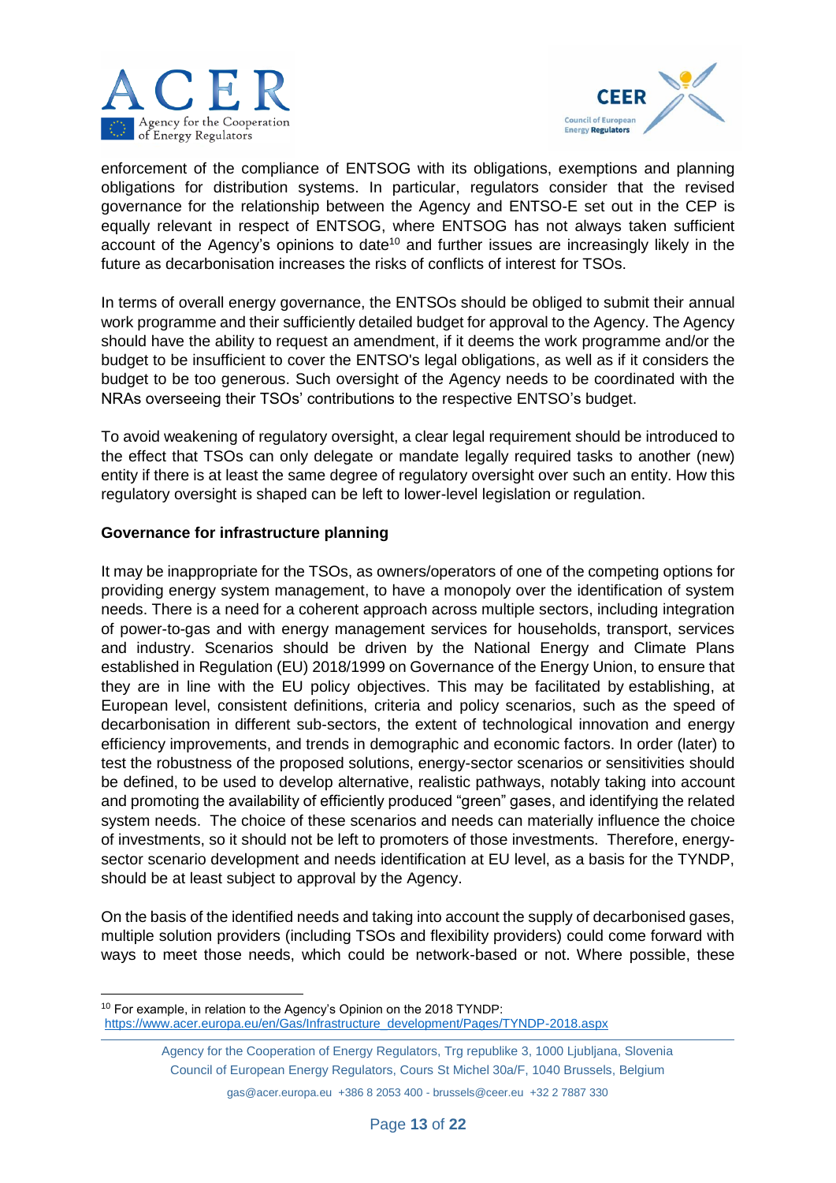enforcement of the compliance of ENTSOG with its obligations, exemptions and planning obligations for distribution systems. In particular, regulators consider that the revised governance for the relationship between the Agency and ENTSO-E set out in the CEP is equally relevant in respect of ENTSOG, where ENTSOG has not always taken sufficient account of the Agency's opinions to date[10] and further issues are increasingly likely in the future as decarbonisation increases the risks of conflicts of interest for TSOs.

In terms of overall energy governance, the ENTSOs should be obliged to submit their annual work programme and their sufficiently detailed budget for approval to the Agency. The Agency should have the ability to request an amendment, if it deems the work programme and/or the budget to be insufficient to cover the ENTSO's legal obligations, as well as if it considers the budget to be too generous. Such oversight of the Agency needs to be coordinated with the NRAs overseeing their TSOs' contributions to the respective ENTSO's budget.

To avoid weakening of regulatory oversight, a clear legal requirement should be introduced to the effect that TSOs can only delegate or mandate legally required tasks to another (new) entity if there is at least the same degree of regulatory oversight over such an entity. How this regulatory oversight is shaped can be left to lower-level legislation or regulation.

**Governance for infrastructure planning**

It may be inappropriate for the TSOs, as owners/operators of one of the competing options for providing energy system management, to have a monopoly over the identification of system needs. There is a need for a coherent approach across multiple sectors, including integration of power-to-gas and with energy management services for households, transport, services and industry. Scenarios should be driven by the National Energy and Climate Plans established in Regulation (EU) 2018/1999 on Governance of the Energy Union, to ensure that they are in line with the EU policy objectives. This may be facilitated by establishing, at European level, consistent definitions, criteria and policy scenarios, such as the speed of decarbonisation in different sub-sectors, the extent of technological innovation and energy efficiency improvements, and trends in demographic and economic factors. In order (later) to test the robustness of the proposed solutions, energy-sector scenarios or sensitivities should be defined, to be used to develop alternative, realistic pathways, notably taking into account and promoting the availability of efficiently produced "green" gases, and identifying the related system needs. The choice of these scenarios and needs can materially influence the choice of investments, so it should not be left to promoters of those investments. Therefore, energy-sector scenario development and needs identification at EU level, as a basis for the TYNDP, should be at least subject to approval by the Agency.

On the basis of the identified needs and taking into account the supply of decarbonised gases, multiple solution providers (including TSOs and flexibility providers) could come forward with ways to meet those needs, which could be network-based or not. Where possible, these

[10] For example, in relation to the Agency's Opinion on the 2018 TYNDP: https://www.acer.europa.eu/en/Gas/Infrastructure_development/Pages/TYNDP-2018.aspx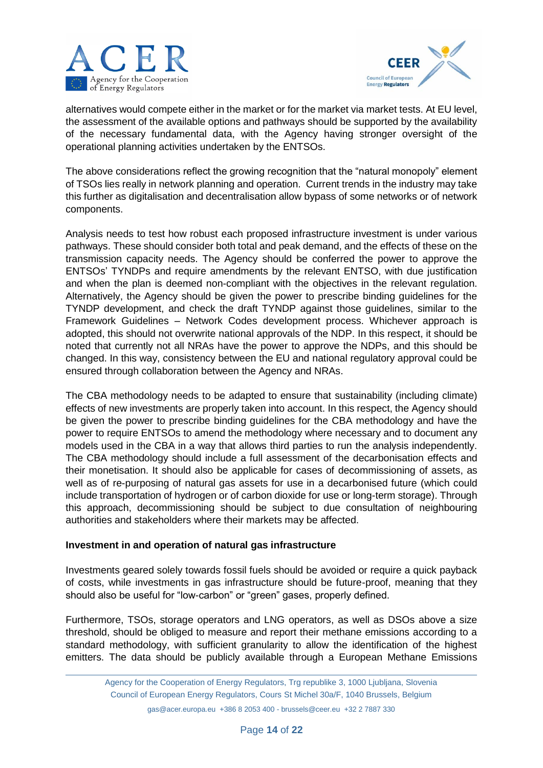alternatives would compete either in the market or for the market via market tests. At EU level, the assessment of the available options and pathways should be supported by the availability of the necessary fundamental data, with the Agency having stronger oversight of the operational planning activities undertaken by the ENTSOs.

The above considerations reflect the growing recognition that the "natural monopoly" element of TSOs lies really in network planning and operation. Current trends in the industry may take this further as digitalisation and decentralisation allow bypass of some networks or of network components.

Analysis needs to test how robust each proposed infrastructure investment is under various pathways. These should consider both total and peak demand, and the effects of these on the transmission capacity needs. The Agency should be conferred the power to approve the ENTSOs' TYNDPs and require amendments by the relevant ENTSO, with due justification and when the plan is deemed non-compliant with the objectives in the relevant regulation. Alternatively, the Agency should be given the power to prescribe binding guidelines for the TYNDP development, and check the draft TYNDP against those guidelines, similar to the Framework Guidelines – Network Codes development process. Whichever approach is adopted, this should not overwrite national approvals of the NDP. In this respect, it should be noted that currently not all NRAs have the power to approve the NDPs, and this should be changed. In this way, consistency between the EU and national regulatory approval could be ensured through collaboration between the Agency and NRAs.

The CBA methodology needs to be adapted to ensure that sustainability (including climate) effects of new investments are properly taken into account. In this respect, the Agency should be given the power to prescribe binding guidelines for the CBA methodology and have the power to require ENTSOs to amend the methodology where necessary and to document any models used in the CBA in a way that allows third parties to run the analysis independently. The CBA methodology should include a full assessment of the decarbonisation effects and their monetisation. It should also be applicable for cases of decommissioning of assets, as well as of re-purposing of natural gas assets for use in a decarbonised future (which could include transportation of hydrogen or of carbon dioxide for use or long-term storage). Through this approach, decommissioning should be subject to due consultation of neighbouring authorities and stakeholders where their markets may be affected.

**Investment in and operation of natural gas infrastructure**

Investments geared solely towards fossil fuels should be avoided or require a quick payback of costs, while investments in gas infrastructure should be future-proof, meaning that they should also be useful for "low-carbon" or "green" gases, properly defined.

Furthermore, TSOs, storage operators and LNG operators, as well as DSOs above a size threshold, should be obliged to measure and report their methane emissions according to a standard methodology, with sufficient granularity to allow the identification of the highest emitters. The data should be publicly available through a European Methane Emissions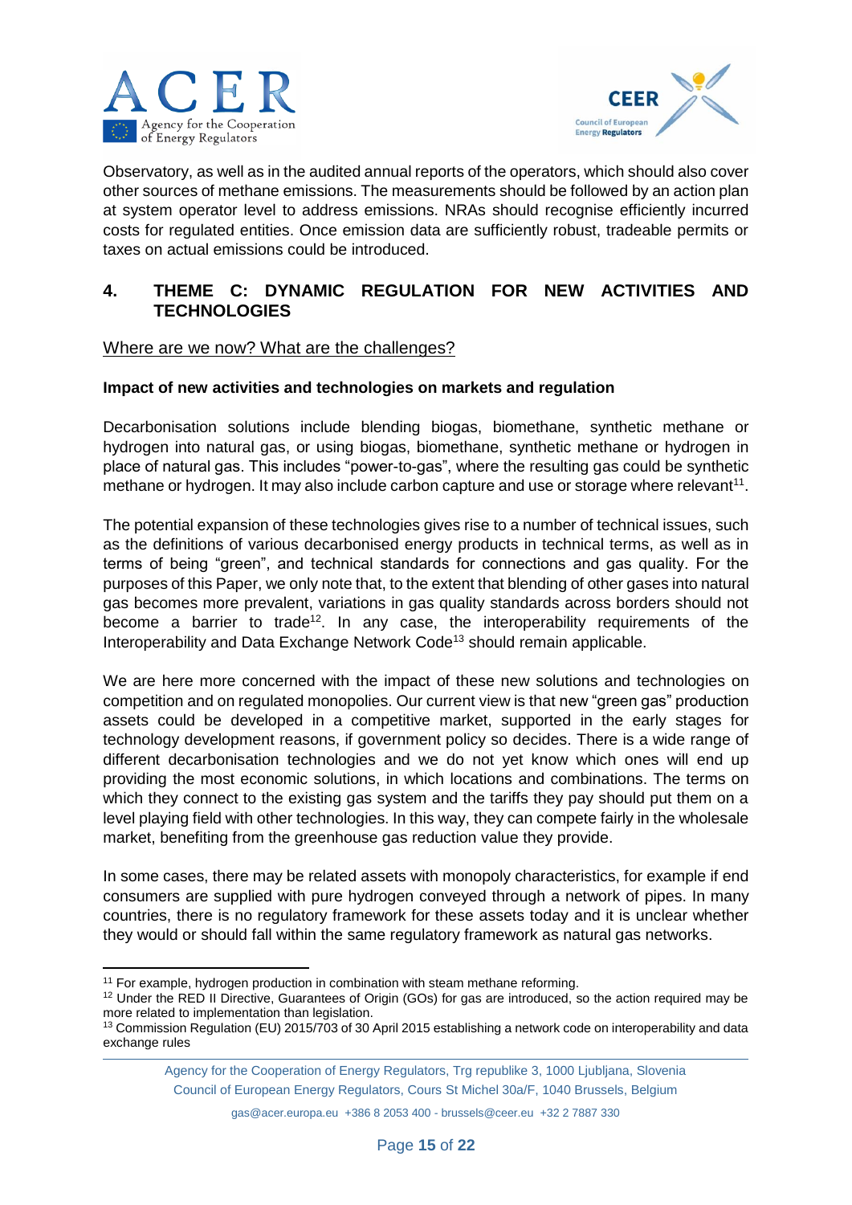Observatory, as well as in the audited annual reports of the operators, which should also cover other sources of methane emissions. The measurements should be followed by an action plan at system operator level to address emissions. NRAs should recognise efficiently incurred costs for regulated entities. Once emission data are sufficiently robust, tradeable permits or taxes on actual emissions could be introduced.

## 4. THEME C: DYNAMIC REGULATION FOR NEW ACTIVITIES AND TECHNOLOGIES

Where are we now? What are the challenges?

**Impact of new activities and technologies on markets and regulation**

Decarbonisation solutions include blending biogas, biomethane, synthetic methane or hydrogen into natural gas, or using biogas, biomethane, synthetic methane or hydrogen in place of natural gas. This includes "power-to-gas", where the resulting gas could be synthetic methane or hydrogen. It may also include carbon capture and use or storage where relevant[11].

The potential expansion of these technologies gives rise to a number of technical issues, such as the definitions of various decarbonised energy products in technical terms, as well as in terms of being "green", and technical standards for connections and gas quality. For the purposes of this Paper, we only note that, to the extent that blending of other gases into natural gas becomes more prevalent, variations in gas quality standards across borders should not become a barrier to trade[12]. In any case, the interoperability requirements of the Interoperability and Data Exchange Network Code[13] should remain applicable.

We are here more concerned with the impact of these new solutions and technologies on competition and on regulated monopolies. Our current view is that new "green gas" production assets could be developed in a competitive market, supported in the early stages for technology development reasons, if government policy so decides. There is a wide range of different decarbonisation technologies and we do not yet know which ones will end up providing the most economic solutions, in which locations and combinations. The terms on which they connect to the existing gas system and the tariffs they pay should put them on a level playing field with other technologies. In this way, they can compete fairly in the wholesale market, benefiting from the greenhouse gas reduction value they provide.

In some cases, there may be related assets with monopoly characteristics, for example if end consumers are supplied with pure hydrogen conveyed through a network of pipes. In many countries, there is no regulatory framework for these assets today and it is unclear whether they would or should fall within the same regulatory framework as natural gas networks.

---

[11] For example, hydrogen production in combination with steam methane reforming.

[12] Under the RED II Directive, Guarantees of Origin (GOs) for gas are introduced, so the action required may be more related to implementation than legislation.

[13] Commission Regulation (EU) 2015/703 of 30 April 2015 establishing a network code on interoperability and data exchange rules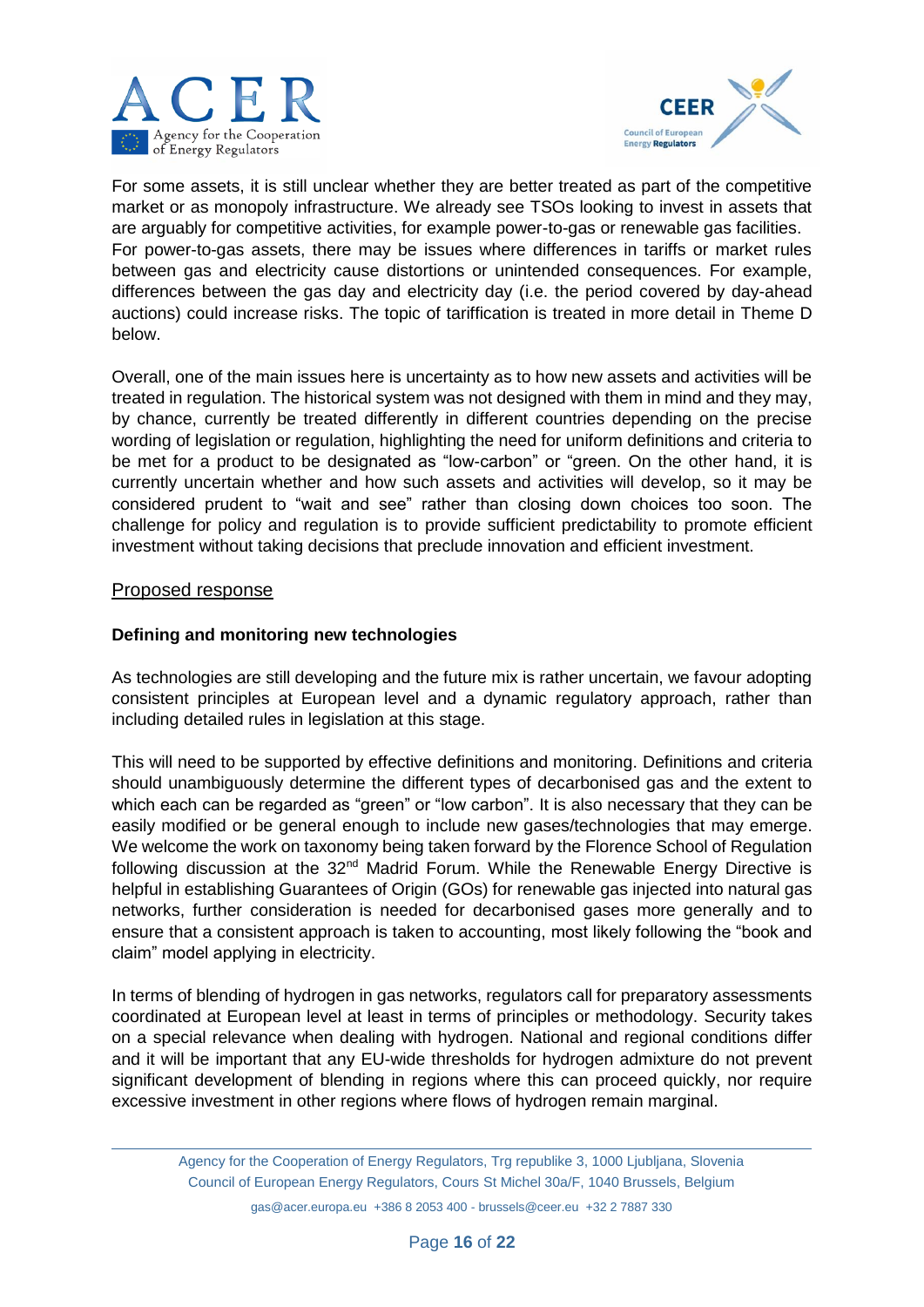For some assets, it is still unclear whether they are better treated as part of the competitive market or as monopoly infrastructure. We already see TSOs looking to invest in assets that are arguably for competitive activities, for example power-to-gas or renewable gas facilities. For power-to-gas assets, there may be issues where differences in tariffs or market rules between gas and electricity cause distortions or unintended consequences. For example, differences between the gas day and electricity day (i.e. the period covered by day-ahead auctions) could increase risks. The topic of tariffication is treated in more detail in Theme D below.

Overall, one of the main issues here is uncertainty as to how new assets and activities will be treated in regulation. The historical system was not designed with them in mind and they may, by chance, currently be treated differently in different countries depending on the precise wording of legislation or regulation, highlighting the need for uniform definitions and criteria to be met for a product to be designated as "low-carbon" or "green. On the other hand, it is currently uncertain whether and how such assets and activities will develop, so it may be considered prudent to "wait and see" rather than closing down choices too soon. The challenge for policy and regulation is to provide sufficient predictability to promote efficient investment without taking decisions that preclude innovation and efficient investment.

Proposed response

**Defining and monitoring new technologies**

As technologies are still developing and the future mix is rather uncertain, we favour adopting consistent principles at European level and a dynamic regulatory approach, rather than including detailed rules in legislation at this stage.

This will need to be supported by effective definitions and monitoring. Definitions and criteria should unambiguously determine the different types of decarbonised gas and the extent to which each can be regarded as "green" or "low carbon". It is also necessary that they can be easily modified or be general enough to include new gases/technologies that may emerge. We welcome the work on taxonomy being taken forward by the Florence School of Regulation following discussion at the 32nd Madrid Forum. While the Renewable Energy Directive is helpful in establishing Guarantees of Origin (GOs) for renewable gas injected into natural gas networks, further consideration is needed for decarbonised gases more generally and to ensure that a consistent approach is taken to accounting, most likely following the "book and claim" model applying in electricity.

In terms of blending of hydrogen in gas networks, regulators call for preparatory assessments coordinated at European level at least in terms of principles or methodology. Security takes on a special relevance when dealing with hydrogen. National and regional conditions differ and it will be important that any EU-wide thresholds for hydrogen admixture do not prevent significant development of blending in regions where this can proceed quickly, nor require excessive investment in other regions where flows of hydrogen remain marginal.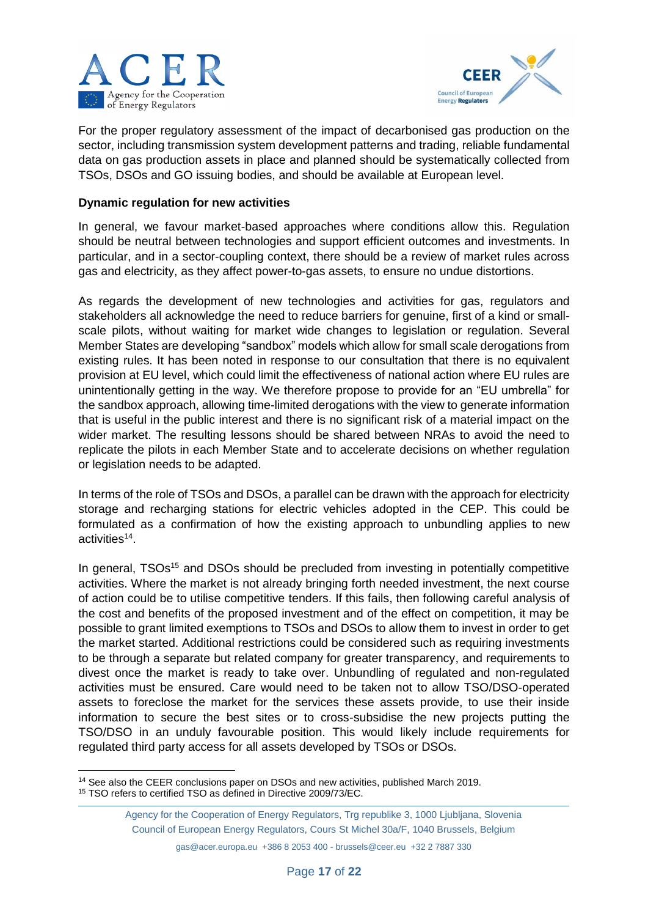For the proper regulatory assessment of the impact of decarbonised gas production on the sector, including transmission system development patterns and trading, reliable fundamental data on gas production assets in place and planned should be systematically collected from TSOs, DSOs and GO issuing bodies, and should be available at European level.

**Dynamic regulation for new activities**

In general, we favour market-based approaches where conditions allow this. Regulation should be neutral between technologies and support efficient outcomes and investments. In particular, and in a sector-coupling context, there should be a review of market rules across gas and electricity, as they affect power-to-gas assets, to ensure no undue distortions.

As regards the development of new technologies and activities for gas, regulators and stakeholders all acknowledge the need to reduce barriers for genuine, first of a kind or small-scale pilots, without waiting for market wide changes to legislation or regulation. Several Member States are developing "sandbox" models which allow for small scale derogations from existing rules. It has been noted in response to our consultation that there is no equivalent provision at EU level, which could limit the effectiveness of national action where EU rules are unintentionally getting in the way. We therefore propose to provide for an "EU umbrella" for the sandbox approach, allowing time-limited derogations with the view to generate information that is useful in the public interest and there is no significant risk of a material impact on the wider market. The resulting lessons should be shared between NRAs to avoid the need to replicate the pilots in each Member State and to accelerate decisions on whether regulation or legislation needs to be adapted.

In terms of the role of TSOs and DSOs, a parallel can be drawn with the approach for electricity storage and recharging stations for electric vehicles adopted in the CEP. This could be formulated as a confirmation of how the existing approach to unbundling applies to new activities[14].

In general, TSOs[15] and DSOs should be precluded from investing in potentially competitive activities. Where the market is not already bringing forth needed investment, the next course of action could be to utilise competitive tenders. If this fails, then following careful analysis of the cost and benefits of the proposed investment and of the effect on competition, it may be possible to grant limited exemptions to TSOs and DSOs to allow them to invest in order to get the market started. Additional restrictions could be considered such as requiring investments to be through a separate but related company for greater transparency, and requirements to divest once the market is ready to take over. Unbundling of regulated and non-regulated activities must be ensured. Care would need to be taken not to allow TSO/DSO-operated assets to foreclose the market for the services these assets provide, to use their inside information to secure the best sites or to cross-subsidise the new projects putting the TSO/DSO in an unduly favourable position. This would likely include requirements for regulated third party access for all assets developed by TSOs or DSOs.

[14] See also the CEER conclusions paper on DSOs and new activities, published March 2019.

[15] TSO refers to certified TSO as defined in Directive 2009/73/EC.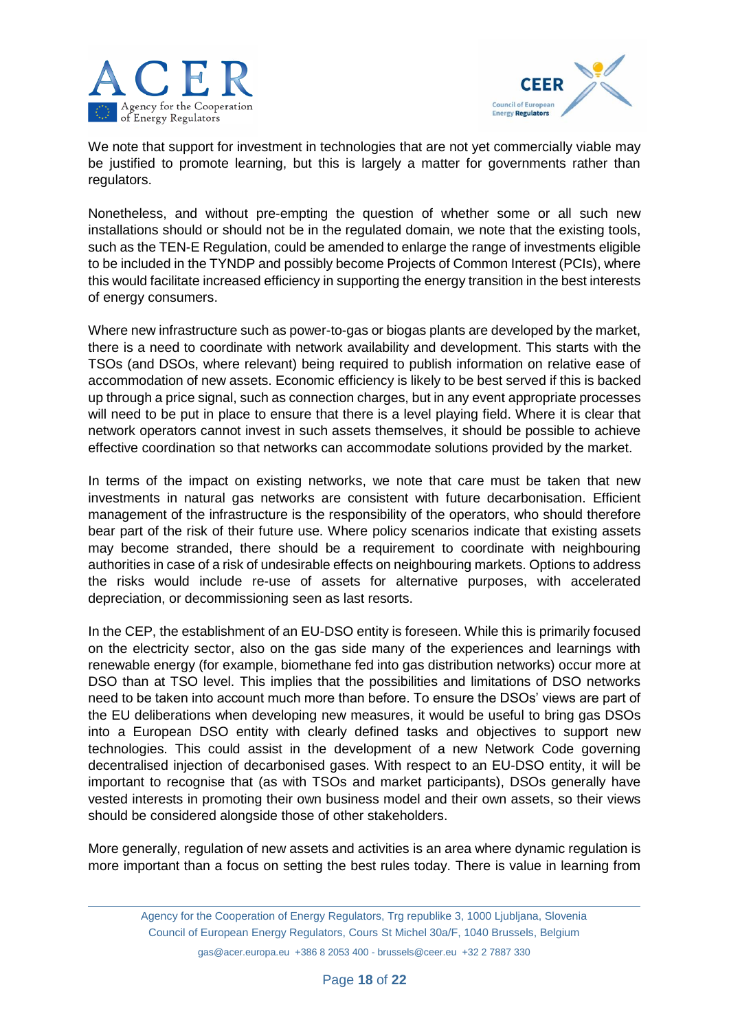We note that support for investment in technologies that are not yet commercially viable may be justified to promote learning, but this is largely a matter for governments rather than regulators.

Nonetheless, and without pre-empting the question of whether some or all such new installations should or should not be in the regulated domain, we note that the existing tools, such as the TEN-E Regulation, could be amended to enlarge the range of investments eligible to be included in the TYNDP and possibly become Projects of Common Interest (PCIs), where this would facilitate increased efficiency in supporting the energy transition in the best interests of energy consumers.

Where new infrastructure such as power-to-gas or biogas plants are developed by the market, there is a need to coordinate with network availability and development. This starts with the TSOs (and DSOs, where relevant) being required to publish information on relative ease of accommodation of new assets. Economic efficiency is likely to be best served if this is backed up through a price signal, such as connection charges, but in any event appropriate processes will need to be put in place to ensure that there is a level playing field. Where it is clear that network operators cannot invest in such assets themselves, it should be possible to achieve effective coordination so that networks can accommodate solutions provided by the market.

In terms of the impact on existing networks, we note that care must be taken that new investments in natural gas networks are consistent with future decarbonisation. Efficient management of the infrastructure is the responsibility of the operators, who should therefore bear part of the risk of their future use. Where policy scenarios indicate that existing assets may become stranded, there should be a requirement to coordinate with neighbouring authorities in case of a risk of undesirable effects on neighbouring markets. Options to address the risks would include re-use of assets for alternative purposes, with accelerated depreciation, or decommissioning seen as last resorts.

In the CEP, the establishment of an EU-DSO entity is foreseen. While this is primarily focused on the electricity sector, also on the gas side many of the experiences and learnings with renewable energy (for example, biomethane fed into gas distribution networks) occur more at DSO than at TSO level. This implies that the possibilities and limitations of DSO networks need to be taken into account much more than before. To ensure the DSOs' views are part of the EU deliberations when developing new measures, it would be useful to bring gas DSOs into a European DSO entity with clearly defined tasks and objectives to support new technologies. This could assist in the development of a new Network Code governing decentralised injection of decarbonised gases. With respect to an EU-DSO entity, it will be important to recognise that (as with TSOs and market participants), DSOs generally have vested interests in promoting their own business model and their own assets, so their views should be considered alongside those of other stakeholders.

More generally, regulation of new assets and activities is an area where dynamic regulation is more important than a focus on setting the best rules today. There is value in learning from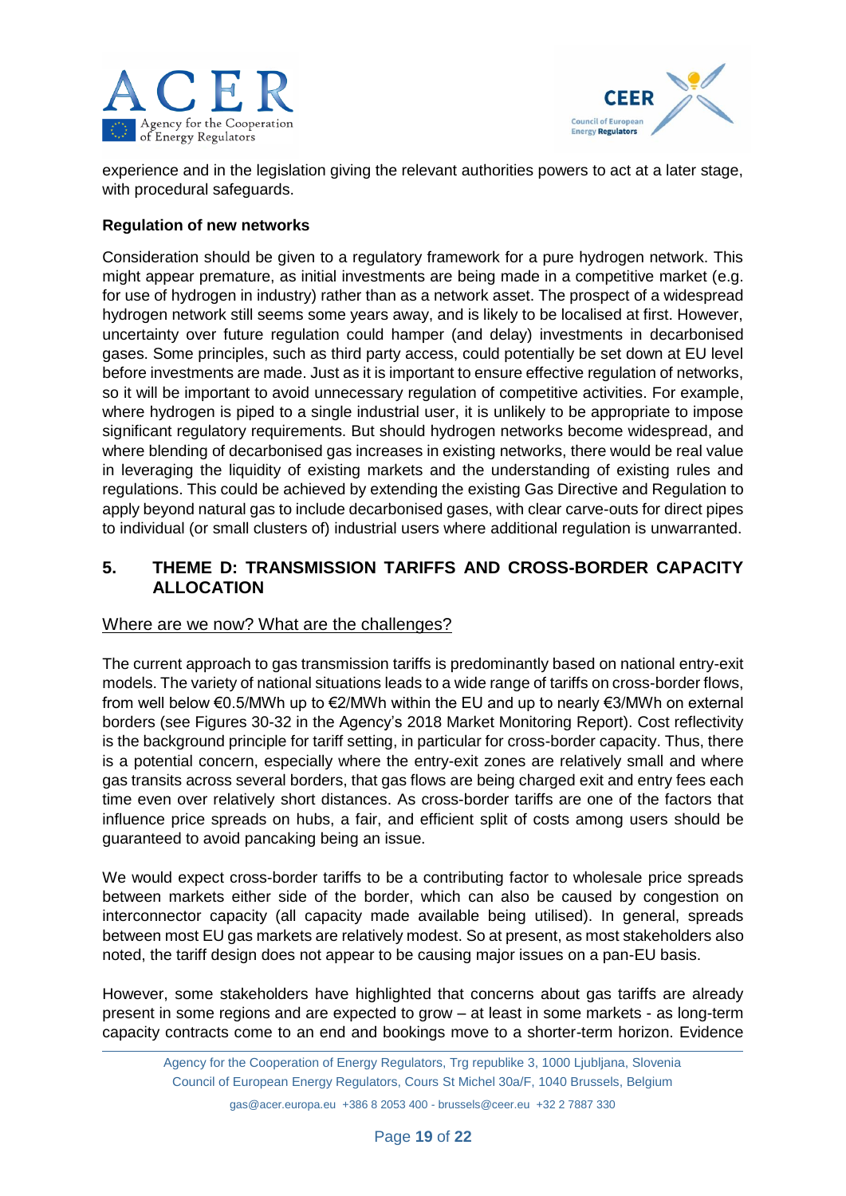experience and in the legislation giving the relevant authorities powers to act at a later stage, with procedural safeguards.

**Regulation of new networks**

Consideration should be given to a regulatory framework for a pure hydrogen network. This might appear premature, as initial investments are being made in a competitive market (e.g. for use of hydrogen in industry) rather than as a network asset. The prospect of a widespread hydrogen network still seems some years away, and is likely to be localised at first. However, uncertainty over future regulation could hamper (and delay) investments in decarbonised gases. Some principles, such as third party access, could potentially be set down at EU level before investments are made. Just as it is important to ensure effective regulation of networks, so it will be important to avoid unnecessary regulation of competitive activities. For example, where hydrogen is piped to a single industrial user, it is unlikely to be appropriate to impose significant regulatory requirements. But should hydrogen networks become widespread, and where blending of decarbonised gas increases in existing networks, there would be real value in leveraging the liquidity of existing markets and the understanding of existing rules and regulations. This could be achieved by extending the existing Gas Directive and Regulation to apply beyond natural gas to include decarbonised gases, with clear carve-outs for direct pipes to individual (or small clusters of) industrial users where additional regulation is unwarranted.

## 5. THEME D: TRANSMISSION TARIFFS AND CROSS-BORDER CAPACITY ALLOCATION

Where are we now? What are the challenges?

The current approach to gas transmission tariffs is predominantly based on national entry-exit models. The variety of national situations leads to a wide range of tariffs on cross-border flows, from well below €0.5/MWh up to €2/MWh within the EU and up to nearly €3/MWh on external borders (see Figures 30-32 in the Agency's 2018 Market Monitoring Report). Cost reflectivity is the background principle for tariff setting, in particular for cross-border capacity. Thus, there is a potential concern, especially where the entry-exit zones are relatively small and where gas transits across several borders, that gas flows are being charged exit and entry fees each time even over relatively short distances. As cross-border tariffs are one of the factors that influence price spreads on hubs, a fair, and efficient split of costs among users should be guaranteed to avoid pancaking being an issue.

We would expect cross-border tariffs to be a contributing factor to wholesale price spreads between markets either side of the border, which can also be caused by congestion on interconnector capacity (all capacity made available being utilised). In general, spreads between most EU gas markets are relatively modest. So at present, as most stakeholders also noted, the tariff design does not appear to be causing major issues on a pan-EU basis.

However, some stakeholders have highlighted that concerns about gas tariffs are already present in some regions and are expected to grow – at least in some markets - as long-term capacity contracts come to an end and bookings move to a shorter-term horizon. Evidence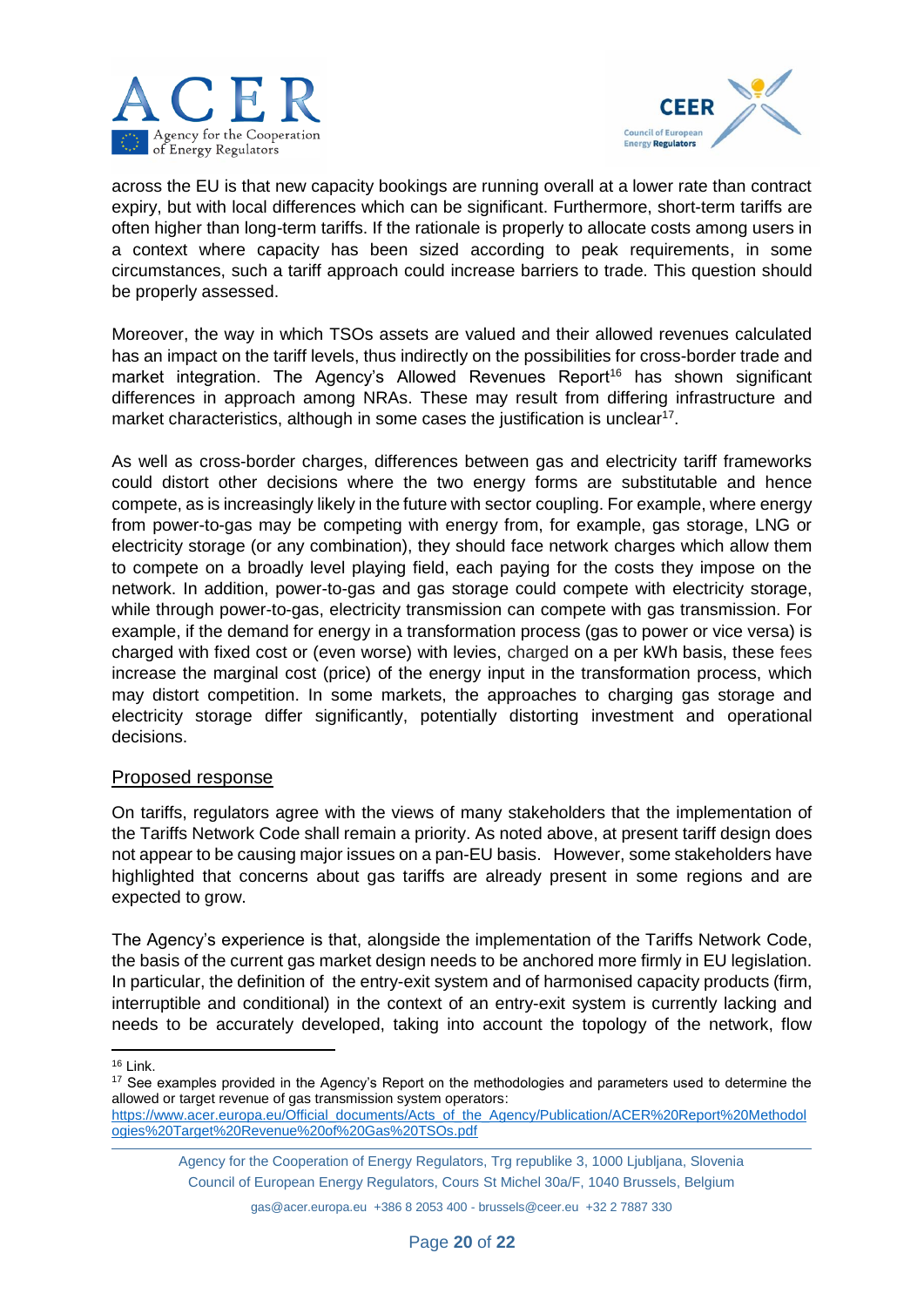across the EU is that new capacity bookings are running overall at a lower rate than contract expiry, but with local differences which can be significant. Furthermore, short-term tariffs are often higher than long-term tariffs. If the rationale is properly to allocate costs among users in a context where capacity has been sized according to peak requirements, in some circumstances, such a tariff approach could increase barriers to trade. This question should be properly assessed.

Moreover, the way in which TSOs assets are valued and their allowed revenues calculated has an impact on the tariff levels, thus indirectly on the possibilities for cross-border trade and market integration. The Agency's Allowed Revenues Report[16] has shown significant differences in approach among NRAs. These may result from differing infrastructure and market characteristics, although in some cases the justification is unclear[17].

As well as cross-border charges, differences between gas and electricity tariff frameworks could distort other decisions where the two energy forms are substitutable and hence compete, as is increasingly likely in the future with sector coupling. For example, where energy from power-to-gas may be competing with energy from, for example, gas storage, LNG or electricity storage (or any combination), they should face network charges which allow them to compete on a broadly level playing field, each paying for the costs they impose on the network. In addition, power-to-gas and gas storage could compete with electricity storage, while through power-to-gas, electricity transmission can compete with gas transmission. For example, if the demand for energy in a transformation process (gas to power or vice versa) is charged with fixed cost or (even worse) with levies, charged on a per kWh basis, these fees increase the marginal cost (price) of the energy input in the transformation process, which may distort competition. In some markets, the approaches to charging gas storage and electricity storage differ significantly, potentially distorting investment and operational decisions.

## Proposed response

On tariffs, regulators agree with the views of many stakeholders that the implementation of the Tariffs Network Code shall remain a priority. As noted above, at present tariff design does not appear to be causing major issues on a pan-EU basis. However, some stakeholders have highlighted that concerns about gas tariffs are already present in some regions and are expected to grow.

The Agency's experience is that, alongside the implementation of the Tariffs Network Code, the basis of the current gas market design needs to be anchored more firmly in EU legislation. In particular, the definition of the entry-exit system and of harmonised capacity products (firm, interruptible and conditional) in the context of an entry-exit system is currently lacking and needs to be accurately developed, taking into account the topology of the network, flow

---

[16] Link.

[17] See examples provided in the Agency's Report on the methodologies and parameters used to determine the allowed or target revenue of gas transmission system operators: https://www.acer.europa.eu/Official_documents/Acts_of_the_Agency/Publication/ACER%20Report%20Methodologies%20Target%20Revenue%20of%20Gas%20TSOs.pdf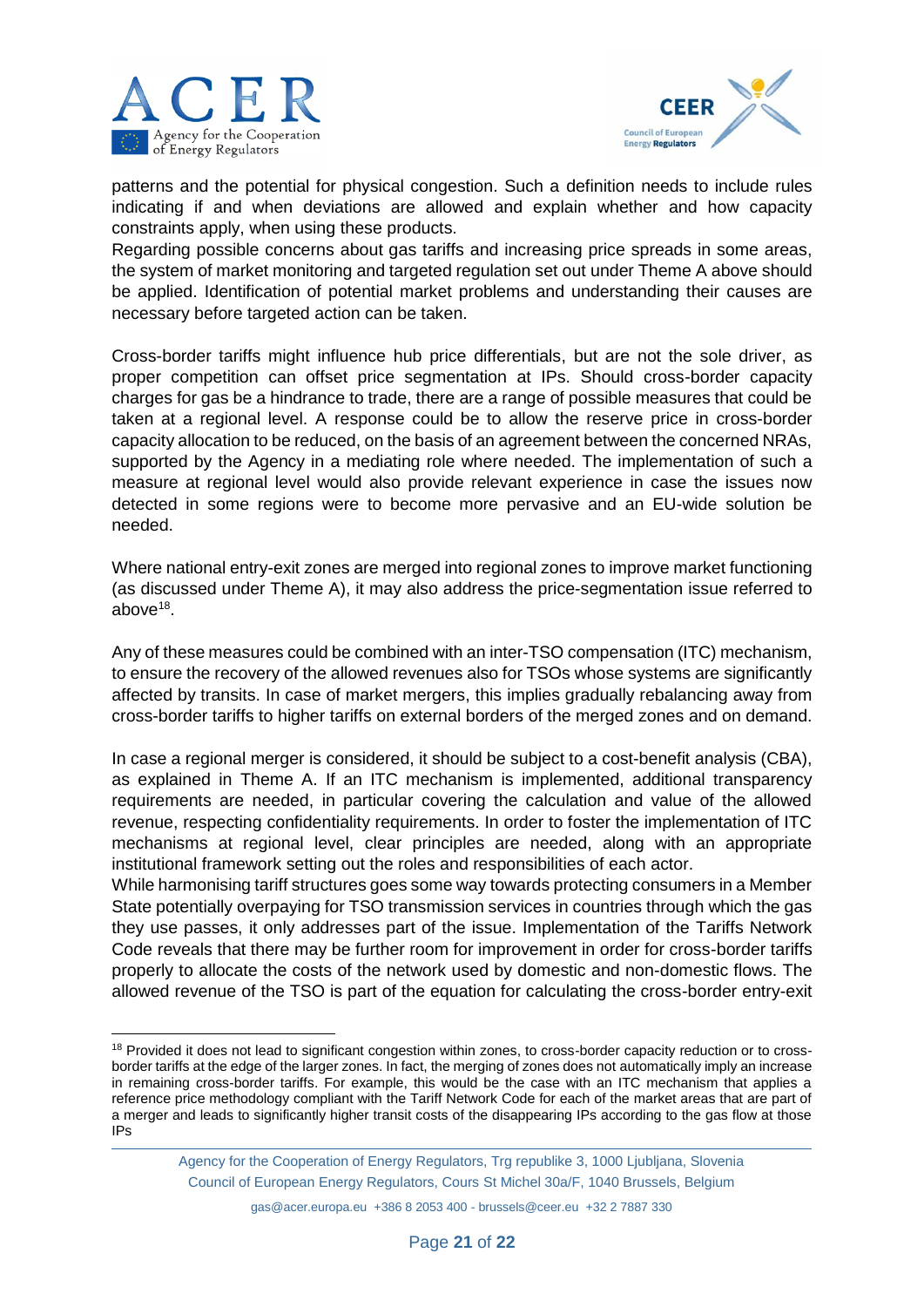patterns and the potential for physical congestion. Such a definition needs to include rules indicating if and when deviations are allowed and explain whether and how capacity constraints apply, when using these products.
Regarding possible concerns about gas tariffs and increasing price spreads in some areas, the system of market monitoring and targeted regulation set out under Theme A above should be applied. Identification of potential market problems and understanding their causes are necessary before targeted action can be taken.

Cross-border tariffs might influence hub price differentials, but are not the sole driver, as proper competition can offset price segmentation at IPs. Should cross-border capacity charges for gas be a hindrance to trade, there are a range of possible measures that could be taken at a regional level. A response could be to allow the reserve price in cross-border capacity allocation to be reduced, on the basis of an agreement between the concerned NRAs, supported by the Agency in a mediating role where needed. The implementation of such a measure at regional level would also provide relevant experience in case the issues now detected in some regions were to become more pervasive and an EU-wide solution be needed.

Where national entry-exit zones are merged into regional zones to improve market functioning (as discussed under Theme A), it may also address the price-segmentation issue referred to above[18].

Any of these measures could be combined with an inter-TSO compensation (ITC) mechanism, to ensure the recovery of the allowed revenues also for TSOs whose systems are significantly affected by transits. In case of market mergers, this implies gradually rebalancing away from cross-border tariffs to higher tariffs on external borders of the merged zones and on demand.

In case a regional merger is considered, it should be subject to a cost-benefit analysis (CBA), as explained in Theme A. If an ITC mechanism is implemented, additional transparency requirements are needed, in particular covering the calculation and value of the allowed revenue, respecting confidentiality requirements. In order to foster the implementation of ITC mechanisms at regional level, clear principles are needed, along with an appropriate institutional framework setting out the roles and responsibilities of each actor.
While harmonising tariff structures goes some way towards protecting consumers in a Member State potentially overpaying for TSO transmission services in countries through which the gas they use passes, it only addresses part of the issue. Implementation of the Tariffs Network Code reveals that there may be further room for improvement in order for cross-border tariffs properly to allocate the costs of the network used by domestic and non-domestic flows. The allowed revenue of the TSO is part of the equation for calculating the cross-border entry-exit

---

[18] Provided it does not lead to significant congestion within zones, to cross-border capacity reduction or to cross-border tariffs at the edge of the larger zones. In fact, the merging of zones does not automatically imply an increase in remaining cross-border tariffs. For example, this would be the case with an ITC mechanism that applies a reference price methodology compliant with the Tariff Network Code for each of the market areas that are part of a merger and leads to significantly higher transit costs of the disappearing IPs according to the gas flow at those IPs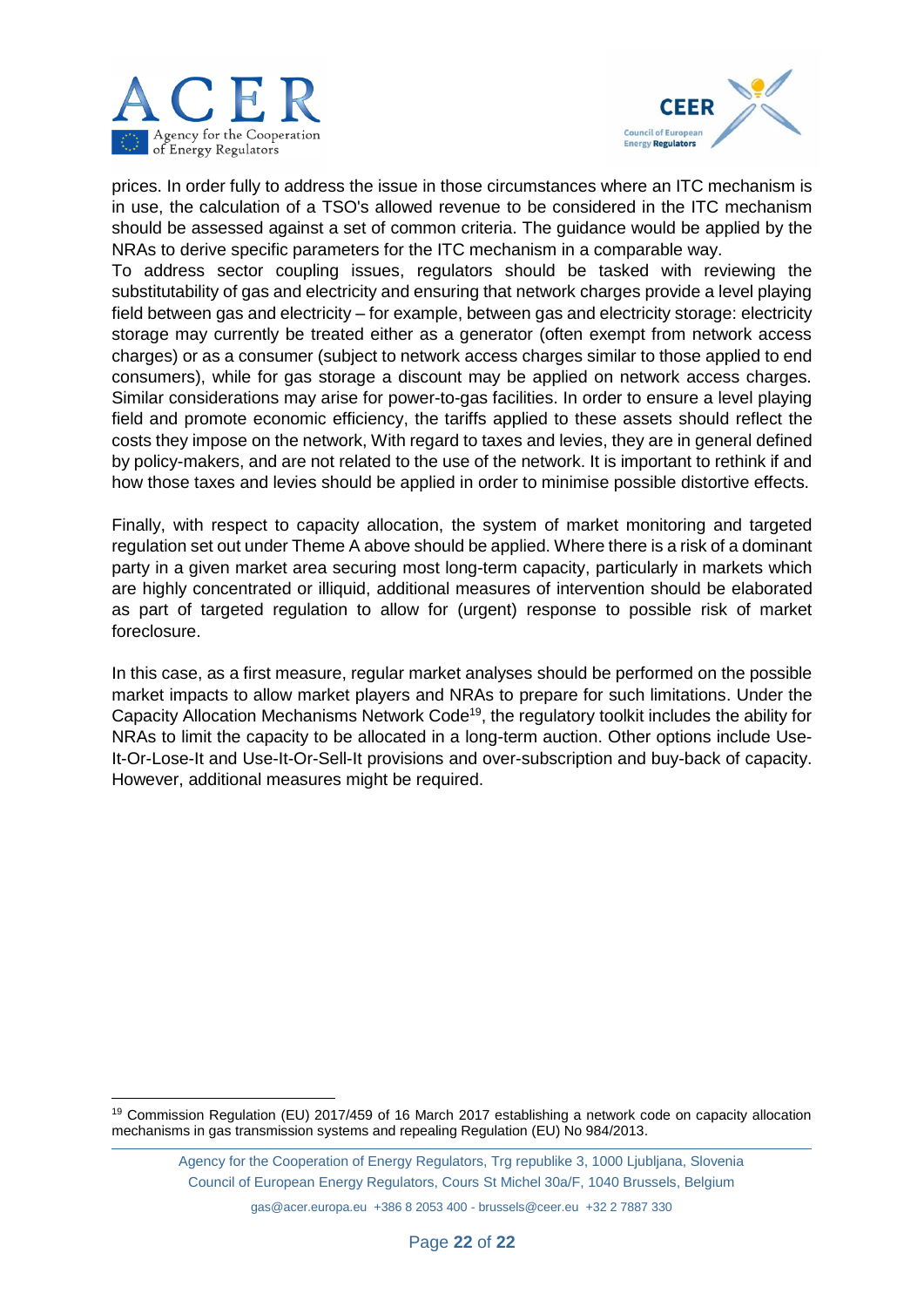prices. In order fully to address the issue in those circumstances where an ITC mechanism is in use, the calculation of a TSO's allowed revenue to be considered in the ITC mechanism should be assessed against a set of common criteria. The guidance would be applied by the NRAs to derive specific parameters for the ITC mechanism in a comparable way.

To address sector coupling issues, regulators should be tasked with reviewing the substitutability of gas and electricity and ensuring that network charges provide a level playing field between gas and electricity – for example, between gas and electricity storage: electricity storage may currently be treated either as a generator (often exempt from network access charges) or as a consumer (subject to network access charges similar to those applied to end consumers), while for gas storage a discount may be applied on network access charges. Similar considerations may arise for power-to-gas facilities. In order to ensure a level playing field and promote economic efficiency, the tariffs applied to these assets should reflect the costs they impose on the network, With regard to taxes and levies, they are in general defined by policy-makers, and are not related to the use of the network. It is important to rethink if and how those taxes and levies should be applied in order to minimise possible distortive effects.

Finally, with respect to capacity allocation, the system of market monitoring and targeted regulation set out under Theme A above should be applied. Where there is a risk of a dominant party in a given market area securing most long-term capacity, particularly in markets which are highly concentrated or illiquid, additional measures of intervention should be elaborated as part of targeted regulation to allow for (urgent) response to possible risk of market foreclosure.

In this case, as a first measure, regular market analyses should be performed on the possible market impacts to allow market players and NRAs to prepare for such limitations. Under the Capacity Allocation Mechanisms Network Code[19], the regulatory toolkit includes the ability for NRAs to limit the capacity to be allocated in a long-term auction. Other options include Use-It-Or-Lose-It and Use-It-Or-Sell-It provisions and over-subscription and buy-back of capacity. However, additional measures might be required.

[19] Commission Regulation (EU) 2017/459 of 16 March 2017 establishing a network code on capacity allocation mechanisms in gas transmission systems and repealing Regulation (EU) No 984/2013.

Agency for the Cooperation of Energy Regulators, Trg republike 3, 1000 Ljubljana, Slovenia
Council of European Energy Regulators, Cours St Michel 30a/F, 1040 Brussels, Belgium
gas@acer.europa.eu +386 8 2053 400 - brussels@ceer.eu +32 2 7887 330